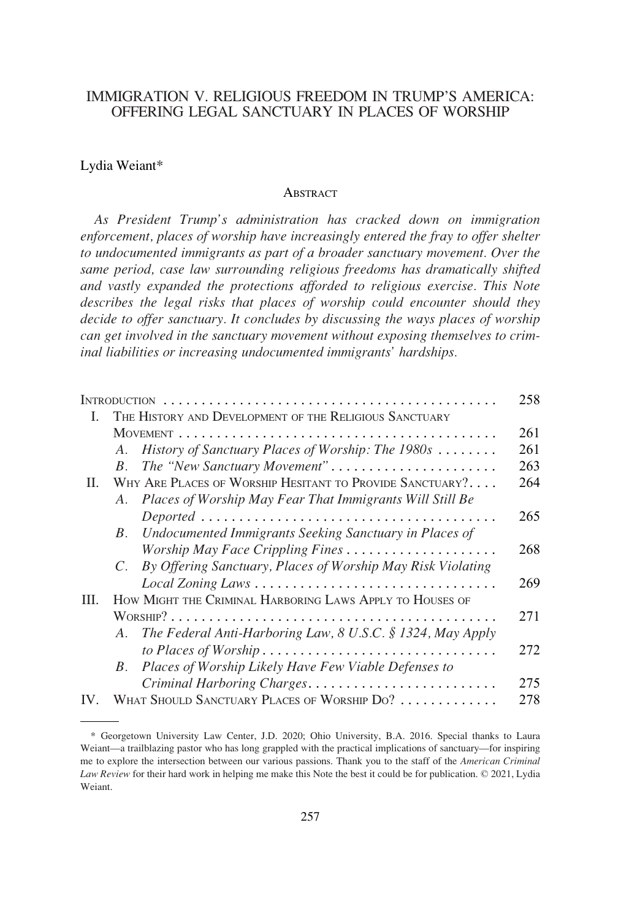# IMMIGRATION V. RELIGIOUS FREEDOM IN TRUMP'S AMERICA: OFFERING LEGAL SANCTUARY IN PLACES OF WORSHIP

Lydia Weiant*

## ABSTRACT

*As President Trump's administration has cracked down on immigration enforcement, places of worship have increasingly entered the fray to offer shelter to undocumented immigrants as part of a broader sanctuary movement. Over the same period, case law surrounding religious freedoms has dramatically shifted and vastly expanded the protections afforded to religious exercise. This Note describes the legal risks that places of worship could encounter should they decide to offer sanctuary. It concludes by discussing the ways places of worship can get involved in the sanctuary movement without exposing themselves to criminal liabilities or increasing undocumented immigrants' hardships.*

| | | |
|---|---|---|
| INTRODUCTION | | 258 |
| I. | THE HISTORY AND DEVELOPMENT OF THE RELIGIOUS SANCTUARY MOVEMENT | 261 |
| | A. *History of Sanctuary Places of Worship: The 1980s* | 261 |
| | B. *The "New Sanctuary Movement"* | 263 |
| II. | WHY ARE PLACES OF WORSHIP HESITANT TO PROVIDE SANCTUARY? | 264 |
| | A. *Places of Worship May Fear That Immigrants Will Still Be Deported* | 265 |
| | B. *Undocumented Immigrants Seeking Sanctuary in Places of Worship May Face Crippling Fines* | 268 |
| | C. *By Offering Sanctuary, Places of Worship May Risk Violating Local Zoning Laws* | 269 |
| III. | HOW MIGHT THE CRIMINAL HARBORING LAWS APPLY TO HOUSES OF WORSHIP? | 271 |
| | A. *The Federal Anti-Harboring Law, 8 U.S.C. § 1324, May Apply to Places of Worship* | 272 |
| | B. *Places of Worship Likely Have Few Viable Defenses to Criminal Harboring Charges* | 275 |
| IV. | WHAT SHOULD SANCTUARY PLACES OF WORSHIP DO? | 278 |

\* Georgetown University Law Center, J.D. 2020; Ohio University, B.A. 2016. Special thanks to Laura Weiant—a trailblazing pastor who has long grappled with the practical implications of sanctuary—for inspiring me to explore the intersection between our various passions. Thank you to the staff of the *American Criminal Law Review* for their hard work in helping me make this Note the best it could be for publication. © 2021, Lydia Weiant.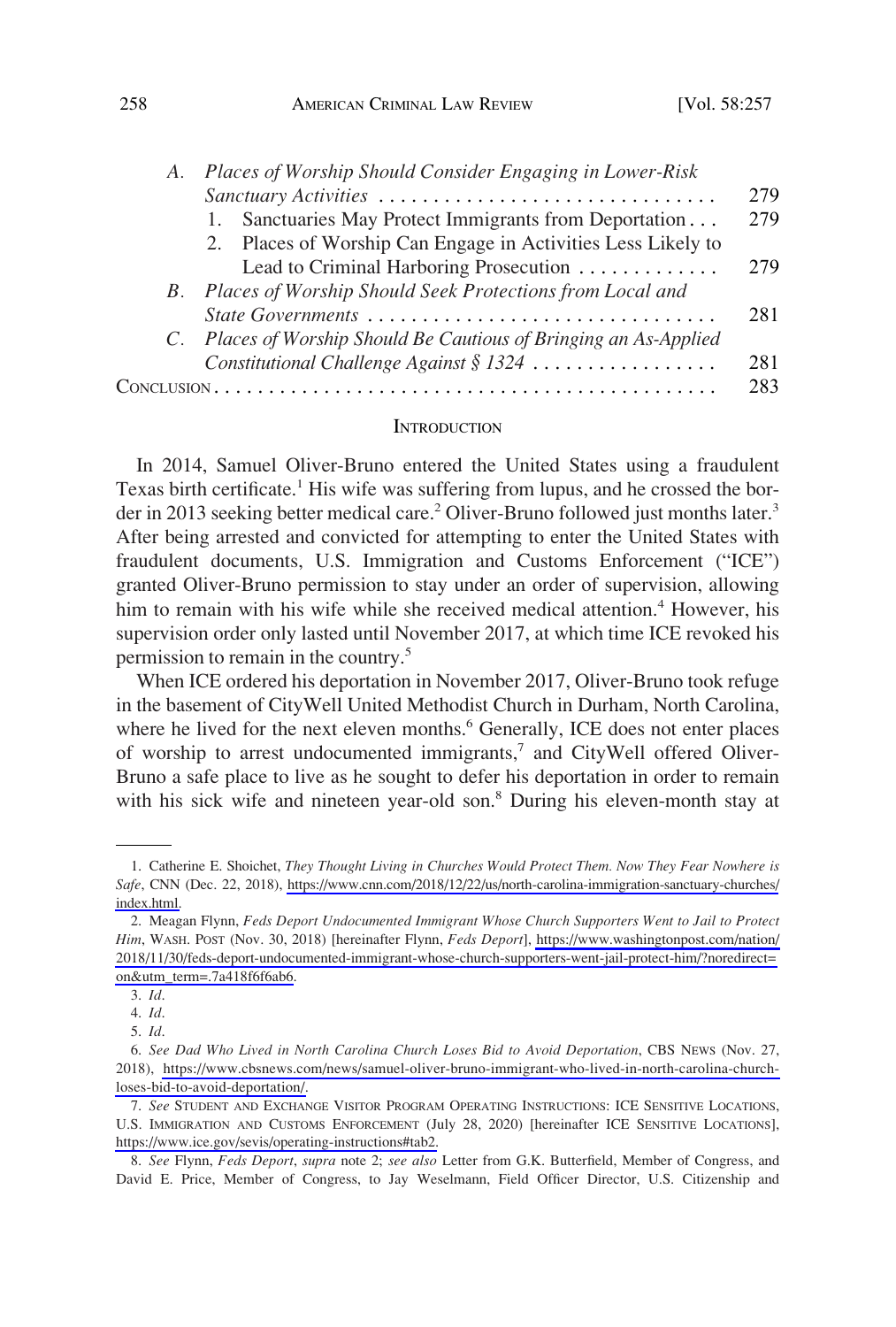- A. *Places of Worship Should Consider Engaging in Lower-Risk Sanctuary Activities* . . . . . . . . . . . . . . . . . . . . . . . . . . . . . . . 279
  1. Sanctuaries May Protect Immigrants from Deportation . . . 279
  2. Places of Worship Can Engage in Activities Less Likely to Lead to Criminal Harboring Prosecution . . . . . . . . . . . . . 279
- B. *Places of Worship Should Seek Protections from Local and State Governments* . . . . . . . . . . . . . . . . . . . . . . . . . . . . . . . . 281
- C. *Places of Worship Should Be Cautious of Bringing an As-Applied Constitutional Challenge Against § 1324* . . . . . . . . . . . . . . . . . 281

CONCLUSION . . . . . . . . . . . . . . . . . . . . . . . . . . . . . . . . . . . . . . . . . . . . . . . 283

## INTRODUCTION

In 2014, Samuel Oliver-Bruno entered the United States using a fraudulent Texas birth certificate.[1] His wife was suffering from lupus, and he crossed the border in 2013 seeking better medical care.[2] Oliver-Bruno followed just months later.[3] After being arrested and convicted for attempting to enter the United States with fraudulent documents, U.S. Immigration and Customs Enforcement ("ICE") granted Oliver-Bruno permission to stay under an order of supervision, allowing him to remain with his wife while she received medical attention.[4] However, his supervision order only lasted until November 2017, at which time ICE revoked his permission to remain in the country.[5]

When ICE ordered his deportation in November 2017, Oliver-Bruno took refuge in the basement of CityWell United Methodist Church in Durham, North Carolina, where he lived for the next eleven months.[6] Generally, ICE does not enter places of worship to arrest undocumented immigrants,[7] and CityWell offered Oliver-Bruno a safe place to live as he sought to defer his deportation in order to remain with his sick wife and nineteen year-old son.[8] During his eleven-month stay at

---

1. Catherine E. Shoichet, *They Thought Living in Churches Would Protect Them. Now They Fear Nowhere is Safe*, CNN (Dec. 22, 2018), https://www.cnn.com/2018/12/22/us/north-carolina-immigration-sanctuary-churches/index.html.

2. Meagan Flynn, *Feds Deport Undocumented Immigrant Whose Church Supporters Went to Jail to Protect Him*, WASH. POST (Nov. 30, 2018) [hereinafter Flynn, *Feds Deport*], https://www.washingtonpost.com/nation/2018/11/30/feds-deport-undocumented-immigrant-whose-church-supporters-went-jail-protect-him/?noredirect=on&utm_term=.7a418f6f6ab6.

3. *Id.*

4. *Id.*

5. *Id.*

6. *See Dad Who Lived in North Carolina Church Loses Bid to Avoid Deportation*, CBS NEWS (Nov. 27, 2018), https://www.cbsnews.com/news/samuel-oliver-bruno-immigrant-who-lived-in-north-carolina-church-loses-bid-to-avoid-deportation/.

7. *See* STUDENT AND EXCHANGE VISITOR PROGRAM OPERATING INSTRUCTIONS: ICE SENSITIVE LOCATIONS, U.S. IMMIGRATION AND CUSTOMS ENFORCEMENT (July 28, 2020) [hereinafter ICE SENSITIVE LOCATIONS], https://www.ice.gov/sevis/operating-instructions#tab2.

8. *See* Flynn, *Feds Deport*, *supra* note 2; *see also* Letter from G.K. Butterfield, Member of Congress, and David E. Price, Member of Congress, to Jay Weselmann, Field Officer Director, U.S. Citizenship and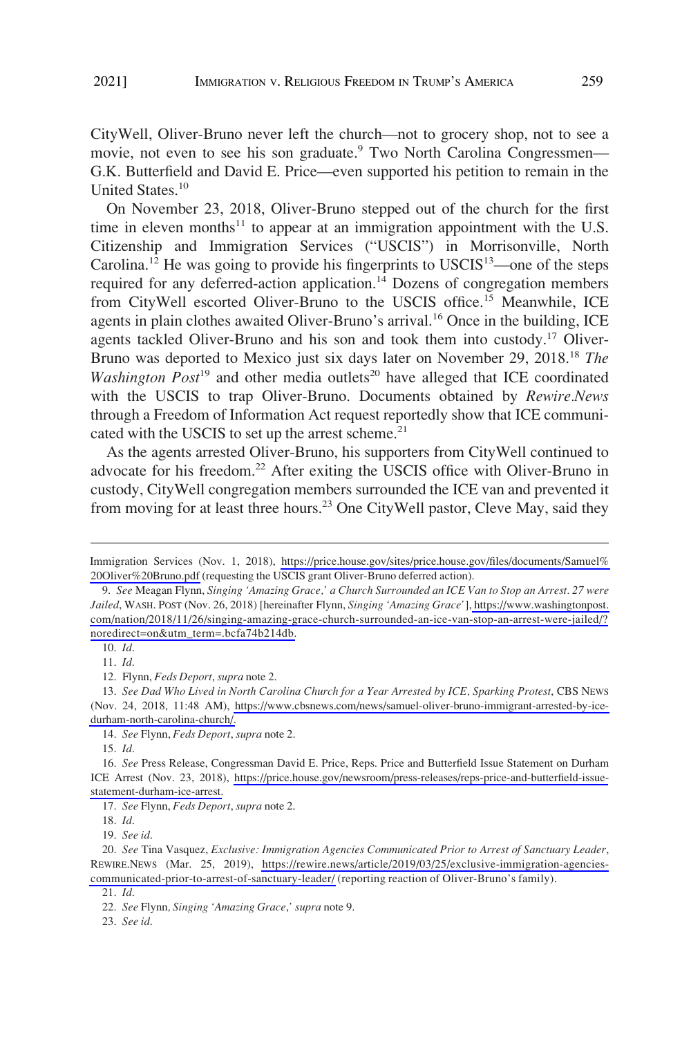CityWell, Oliver-Bruno never left the church—not to grocery shop, not to see a movie, not even to see his son graduate.[9] Two North Carolina Congressmen—G.K. Butterfield and David E. Price—even supported his petition to remain in the United States.[10]

On November 23, 2018, Oliver-Bruno stepped out of the church for the first time in eleven months[11] to appear at an immigration appointment with the U.S. Citizenship and Immigration Services ("USCIS") in Morrisonville, North Carolina.[12] He was going to provide his fingerprints to USCIS[13]—one of the steps required for any deferred-action application.[14] Dozens of congregation members from CityWell escorted Oliver-Bruno to the USCIS office.[15] Meanwhile, ICE agents in plain clothes awaited Oliver-Bruno's arrival.[16] Once in the building, ICE agents tackled Oliver-Bruno and his son and took them into custody.[17] Oliver-Bruno was deported to Mexico just six days later on November 29, 2018.[18] *The Washington Post*[19] and other media outlets[20] have alleged that ICE coordinated with the USCIS to trap Oliver-Bruno. Documents obtained by *Rewire.News* through a Freedom of Information Act request reportedly show that ICE communicated with the USCIS to set up the arrest scheme.[21]

As the agents arrested Oliver-Bruno, his supporters from CityWell continued to advocate for his freedom.[22] After exiting the USCIS office with Oliver-Bruno in custody, CityWell congregation members surrounded the ICE van and prevented it from moving for at least three hours.[23] One CityWell pastor, Cleve May, said they

---

Immigration Services (Nov. 1, 2018), https://price.house.gov/sites/price.house.gov/files/documents/Samuel%20Oliver%20Bruno.pdf (requesting the USCIS grant Oliver-Bruno deferred action).

9. *See* Meagan Flynn, *Singing 'Amazing Grace,' a Church Surrounded an ICE Van to Stop an Arrest. 27 were Jailed*, WASH. POST (Nov. 26, 2018) [hereinafter Flynn, *Singing 'Amazing Grace'*], https://www.washingtonpost.com/nation/2018/11/26/singing-amazing-grace-church-surrounded-an-ice-van-stop-an-arrest-were-jailed/?noredirect=on&utm_term=.bcfa74b214db.

10. *Id.*

11. *Id.*

12. Flynn, *Feds Deport*, *supra* note 2.

13. *See Dad Who Lived in North Carolina Church for a Year Arrested by ICE, Sparking Protest*, CBS NEWS (Nov. 24, 2018, 11:48 AM), https://www.cbsnews.com/news/samuel-oliver-bruno-immigrant-arrested-by-ice-durham-north-carolina-church/.

14. *See* Flynn, *Feds Deport*, *supra* note 2.

15. *Id.*

16. *See* Press Release, Congressman David E. Price, Reps. Price and Butterfield Issue Statement on Durham ICE Arrest (Nov. 23, 2018), https://price.house.gov/newsroom/press-releases/reps-price-and-butterfield-issue-statement-durham-ice-arrest.

17. *See* Flynn, *Feds Deport*, *supra* note 2.

18. *Id.*

19. *See id.*

20. *See* Tina Vasquez, *Exclusive: Immigration Agencies Communicated Prior to Arrest of Sanctuary Leader*, REWIRE.NEWS (Mar. 25, 2019), https://rewire.news/article/2019/03/25/exclusive-immigration-agencies-communicated-prior-to-arrest-of-sanctuary-leader/ (reporting reaction of Oliver-Bruno's family).

21. *Id.*

22. *See* Flynn, *Singing 'Amazing Grace*,' *supra* note 9.

23. *See id.*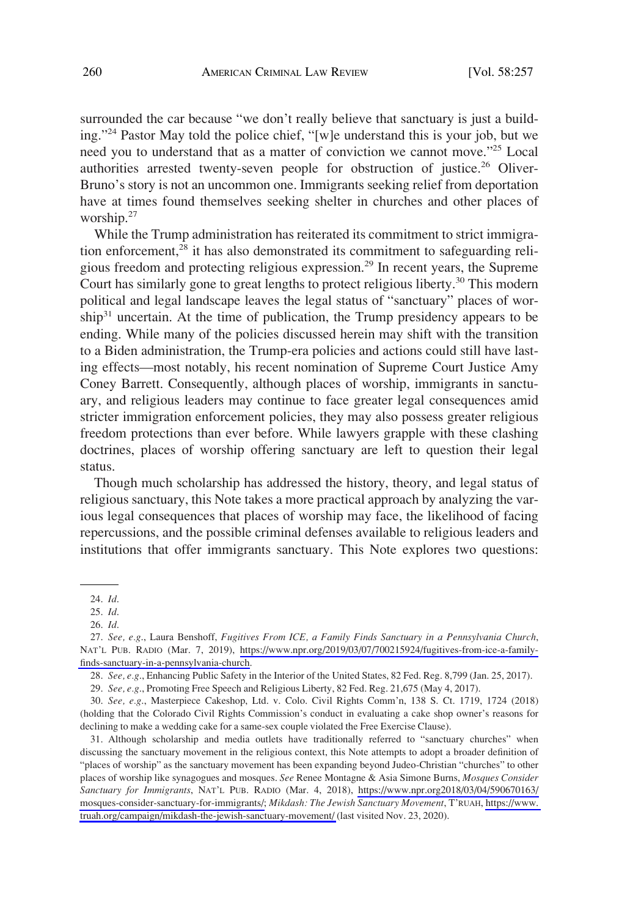surrounded the car because "we don't really believe that sanctuary is just a building."[24] Pastor May told the police chief, "[w]e understand this is your job, but we need you to understand that as a matter of conviction we cannot move."[25] Local authorities arrested twenty-seven people for obstruction of justice.[26] Oliver-Bruno's story is not an uncommon one. Immigrants seeking relief from deportation have at times found themselves seeking shelter in churches and other places of worship.[27]

While the Trump administration has reiterated its commitment to strict immigration enforcement,[28] it has also demonstrated its commitment to safeguarding religious freedom and protecting religious expression.[29] In recent years, the Supreme Court has similarly gone to great lengths to protect religious liberty.[30] This modern political and legal landscape leaves the legal status of "sanctuary" places of worship[31] uncertain. At the time of publication, the Trump presidency appears to be ending. While many of the policies discussed herein may shift with the transition to a Biden administration, the Trump-era policies and actions could still have lasting effects—most notably, his recent nomination of Supreme Court Justice Amy Coney Barrett. Consequently, although places of worship, immigrants in sanctuary, and religious leaders may continue to face greater legal consequences amid stricter immigration enforcement policies, they may also possess greater religious freedom protections than ever before. While lawyers grapple with these clashing doctrines, places of worship offering sanctuary are left to question their legal status.

Though much scholarship has addressed the history, theory, and legal status of religious sanctuary, this Note takes a more practical approach by analyzing the various legal consequences that places of worship may face, the likelihood of facing repercussions, and the possible criminal defenses available to religious leaders and institutions that offer immigrants sanctuary. This Note explores two questions:

---

24. *Id.*

25. *Id.*

26. *Id.*

27. *See, e.g.*, Laura Benshoff, *Fugitives From ICE, a Family Finds Sanctuary in a Pennsylvania Church*, NAT'L PUB. RADIO (Mar. 7, 2019), https://www.npr.org/2019/03/07/700215924/fugitives-from-ice-a-family-finds-sanctuary-in-a-pennsylvania-church.

28. *See, e.g.*, Enhancing Public Safety in the Interior of the United States, 82 Fed. Reg. 8,799 (Jan. 25, 2017).

29. *See, e.g.*, Promoting Free Speech and Religious Liberty, 82 Fed. Reg. 21,675 (May 4, 2017).

30. *See, e.g.*, Masterpiece Cakeshop, Ltd. v. Colo. Civil Rights Comm'n, 138 S. Ct. 1719, 1724 (2018) (holding that the Colorado Civil Rights Commission's conduct in evaluating a cake shop owner's reasons for declining to make a wedding cake for a same-sex couple violated the Free Exercise Clause).

31. Although scholarship and media outlets have traditionally referred to "sanctuary churches" when discussing the sanctuary movement in the religious context, this Note attempts to adopt a broader definition of "places of worship" as the sanctuary movement has been expanding beyond Judeo-Christian "churches" to other places of worship like synagogues and mosques. *See* Renee Montagne & Asia Simone Burns, *Mosques Consider Sanctuary for Immigrants*, NAT'L PUB. RADIO (Mar. 4, 2018), https://www.npr.org2018/03/04/590670163/mosques-consider-sanctuary-for-immigrants/; *Mikdash: The Jewish Sanctuary Movement*, T'RUAH, https://www.truah.org/campaign/mikdash-the-jewish-sanctuary-movement/ (last visited Nov. 23, 2020).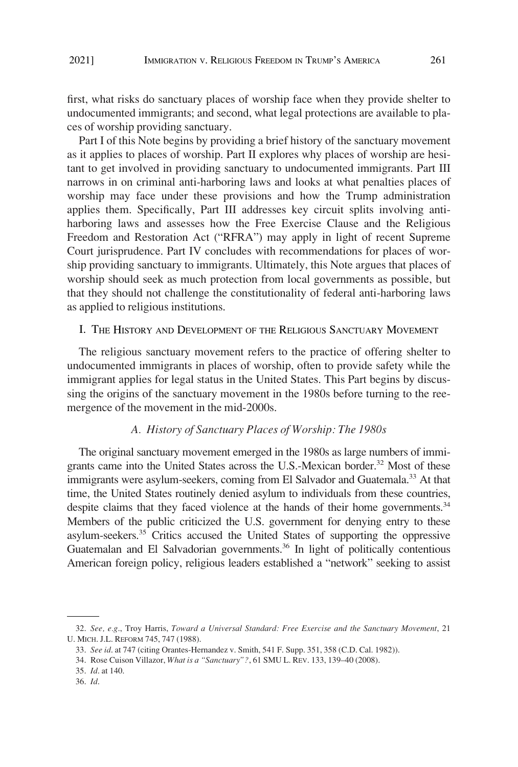first, what risks do sanctuary places of worship face when they provide shelter to undocumented immigrants; and second, what legal protections are available to places of worship providing sanctuary.

Part I of this Note begins by providing a brief history of the sanctuary movement as it applies to places of worship. Part II explores why places of worship are hesitant to get involved in providing sanctuary to undocumented immigrants. Part III narrows in on criminal anti-harboring laws and looks at what penalties places of worship may face under these provisions and how the Trump administration applies them. Specifically, Part III addresses key circuit splits involving anti-harboring laws and assesses how the Free Exercise Clause and the Religious Freedom and Restoration Act ("RFRA") may apply in light of recent Supreme Court jurisprudence. Part IV concludes with recommendations for places of worship providing sanctuary to immigrants. Ultimately, this Note argues that places of worship should seek as much protection from local governments as possible, but that they should not challenge the constitutionality of federal anti-harboring laws as applied to religious institutions.

## I. The History and Development of the Religious Sanctuary Movement

The religious sanctuary movement refers to the practice of offering shelter to undocumented immigrants in places of worship, often to provide safety while the immigrant applies for legal status in the United States. This Part begins by discussing the origins of the sanctuary movement in the 1980s before turning to the reemergence of the movement in the mid-2000s.

### *A. History of Sanctuary Places of Worship: The 1980s*

The original sanctuary movement emerged in the 1980s as large numbers of immigrants came into the United States across the U.S.-Mexican border.[32] Most of these immigrants were asylum-seekers, coming from El Salvador and Guatemala.[33] At that time, the United States routinely denied asylum to individuals from these countries, despite claims that they faced violence at the hands of their home governments.[34] Members of the public criticized the U.S. government for denying entry to these asylum-seekers.[35] Critics accused the United States of supporting the oppressive Guatemalan and El Salvadorian governments.[36] In light of politically contentious American foreign policy, religious leaders established a "network" seeking to assist

32. *See, e.g.*, Troy Harris, *Toward a Universal Standard: Free Exercise and the Sanctuary Movement*, 21 U. MICH. J.L. REFORM 745, 747 (1988).

33. *See id.* at 747 (citing Orantes-Hernandez v. Smith, 541 F. Supp. 351, 358 (C.D. Cal. 1982)).

34. Rose Cuison Villazor, *What is a "Sanctuary"?*, 61 SMU L. REV. 133, 139–40 (2008).

35. *Id.* at 140.

36. *Id.*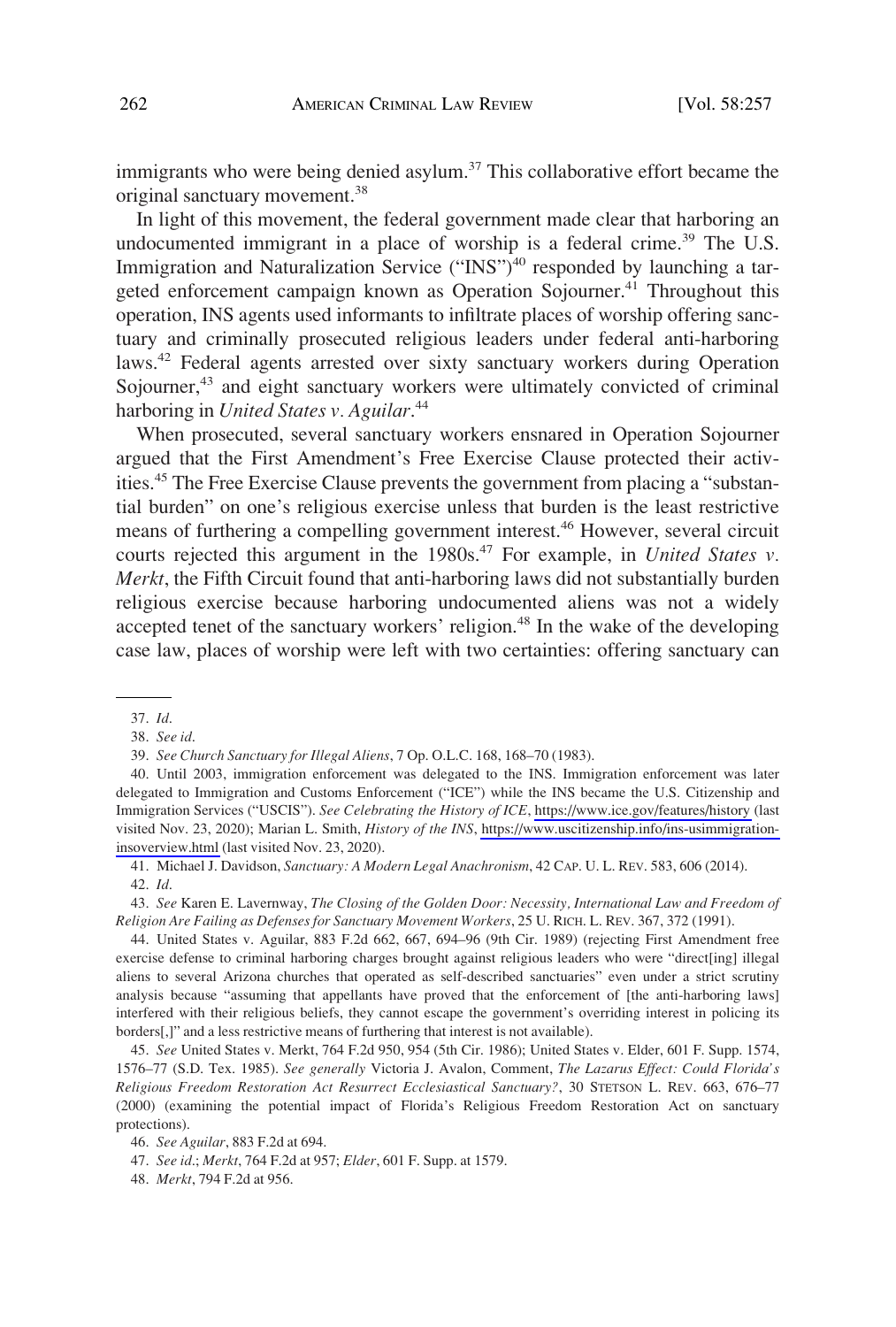immigrants who were being denied asylum.[37] This collaborative effort became the original sanctuary movement.[38]

In light of this movement, the federal government made clear that harboring an undocumented immigrant in a place of worship is a federal crime.[39] The U.S. Immigration and Naturalization Service ("INS")[40] responded by launching a targeted enforcement campaign known as Operation Sojourner.[41] Throughout this operation, INS agents used informants to infiltrate places of worship offering sanctuary and criminally prosecuted religious leaders under federal anti-harboring laws.[42] Federal agents arrested over sixty sanctuary workers during Operation Sojourner,[43] and eight sanctuary workers were ultimately convicted of criminal harboring in *United States v. Aguilar*.[44]

When prosecuted, several sanctuary workers ensnared in Operation Sojourner argued that the First Amendment's Free Exercise Clause protected their activities.[45] The Free Exercise Clause prevents the government from placing a "substantial burden" on one's religious exercise unless that burden is the least restrictive means of furthering a compelling government interest.[46] However, several circuit courts rejected this argument in the 1980s.[47] For example, in *United States v. Merkt*, the Fifth Circuit found that anti-harboring laws did not substantially burden religious exercise because harboring undocumented aliens was not a widely accepted tenet of the sanctuary workers' religion.[48] In the wake of the developing case law, places of worship were left with two certainties: offering sanctuary can

---

37. *Id.*

38. *See id.*

39. *See Church Sanctuary for Illegal Aliens*, 7 Op. O.L.C. 168, 168–70 (1983).

40. Until 2003, immigration enforcement was delegated to the INS. Immigration enforcement was later delegated to Immigration and Customs Enforcement ("ICE") while the INS became the U.S. Citizenship and Immigration Services ("USCIS"). *See Celebrating the History of ICE*, https://www.ice.gov/features/history (last visited Nov. 23, 2020); Marian L. Smith, *History of the INS*, https://www.uscitizenship.info/ins-usimmigration-insoverview.html (last visited Nov. 23, 2020).

41. Michael J. Davidson, *Sanctuary: A Modern Legal Anachronism*, 42 CAP. U. L. REV. 583, 606 (2014).

42. *Id.*

43. *See* Karen E. Lavernway, *The Closing of the Golden Door: Necessity, International Law and Freedom of Religion Are Failing as Defenses for Sanctuary Movement Workers*, 25 U. RICH. L. REV. 367, 372 (1991).

44. United States v. Aguilar, 883 F.2d 662, 667, 694–96 (9th Cir. 1989) (rejecting First Amendment free exercise defense to criminal harboring charges brought against religious leaders who were "direct[ing] illegal aliens to several Arizona churches that operated as self-described sanctuaries" even under a strict scrutiny analysis because "assuming that appellants have proved that the enforcement of [the anti-harboring laws] interfered with their religious beliefs, they cannot escape the government's overriding interest in policing its borders[,]" and a less restrictive means of furthering that interest is not available).

45. *See* United States v. Merkt, 764 F.2d 950, 954 (5th Cir. 1986); United States v. Elder, 601 F. Supp. 1574, 1576–77 (S.D. Tex. 1985). *See generally* Victoria J. Avalon, Comment, *The Lazarus Effect: Could Florida's Religious Freedom Restoration Act Resurrect Ecclesiastical Sanctuary?*, 30 STETSON L. REV. 663, 676–77 (2000) (examining the potential impact of Florida's Religious Freedom Restoration Act on sanctuary protections).

46. *See Aguilar*, 883 F.2d at 694.

47. *See id.*; *Merkt*, 764 F.2d at 957; *Elder*, 601 F. Supp. at 1579.

48. *Merkt*, 794 F.2d at 956.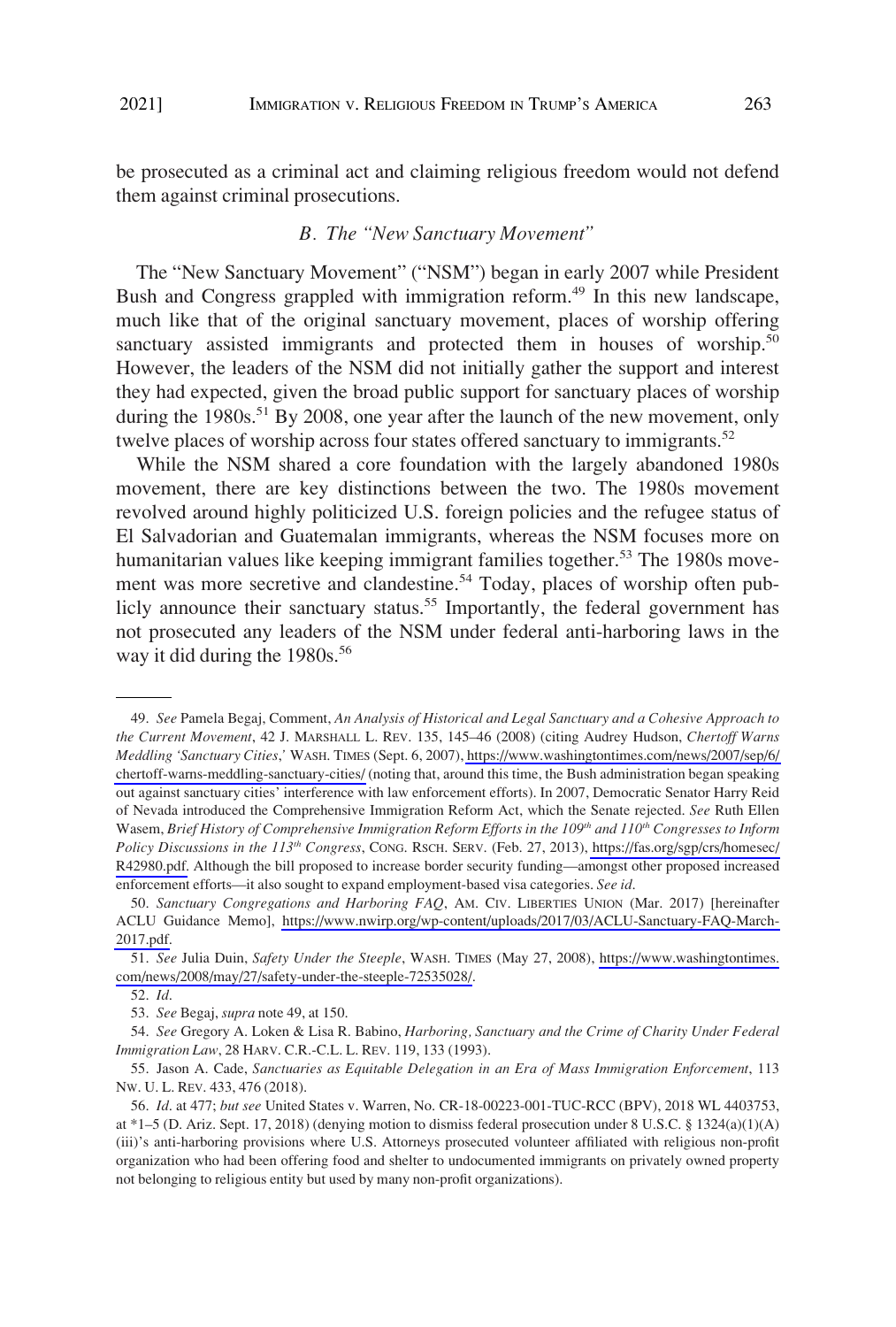be prosecuted as a criminal act and claiming religious freedom would not defend them against criminal prosecutions.

### *B. The "New Sanctuary Movement"*

The "New Sanctuary Movement" ("NSM") began in early 2007 while President Bush and Congress grappled with immigration reform.[49] In this new landscape, much like that of the original sanctuary movement, places of worship offering sanctuary assisted immigrants and protected them in houses of worship.[50] However, the leaders of the NSM did not initially gather the support and interest they had expected, given the broad public support for sanctuary places of worship during the 1980s.[51] By 2008, one year after the launch of the new movement, only twelve places of worship across four states offered sanctuary to immigrants.[52]

While the NSM shared a core foundation with the largely abandoned 1980s movement, there are key distinctions between the two. The 1980s movement revolved around highly politicized U.S. foreign policies and the refugee status of El Salvadorian and Guatemalan immigrants, whereas the NSM focuses more on humanitarian values like keeping immigrant families together.[53] The 1980s movement was more secretive and clandestine.[54] Today, places of worship often publicly announce their sanctuary status.[55] Importantly, the federal government has not prosecuted any leaders of the NSM under federal anti-harboring laws in the way it did during the 1980s.[56]

---

49. *See* Pamela Begaj, Comment, *An Analysis of Historical and Legal Sanctuary and a Cohesive Approach to the Current Movement*, 42 J. MARSHALL L. REV. 135, 145–46 (2008) (citing Audrey Hudson, *Chertoff Warns Meddling 'Sanctuary Cities*,*'* WASH. TIMES (Sept. 6, 2007), https://www.washingtontimes.com/news/2007/sep/6/chertoff-warns-meddling-sanctuary-cities/ (noting that, around this time, the Bush administration began speaking out against sanctuary cities' interference with law enforcement efforts). In 2007, Democratic Senator Harry Reid of Nevada introduced the Comprehensive Immigration Reform Act, which the Senate rejected. *See* Ruth Ellen Wasem, *Brief History of Comprehensive Immigration Reform Efforts in the 109th and 110th Congresses to Inform Policy Discussions in the 113th Congress*, CONG. RSCH. SERV. (Feb. 27, 2013), https://fas.org/sgp/crs/homesec/R42980.pdf. Although the bill proposed to increase border security funding—amongst other proposed increased enforcement efforts—it also sought to expand employment-based visa categories. *See id*.

50. *Sanctuary Congregations and Harboring FAQ*, AM. CIV. LIBERTIES UNION (Mar. 2017) [hereinafter ACLU Guidance Memo], https://www.nwirp.org/wp-content/uploads/2017/03/ACLU-Sanctuary-FAQ-March-2017.pdf.

51. *See* Julia Duin, *Safety Under the Steeple*, WASH. TIMES (May 27, 2008), https://www.washingtontimes.com/news/2008/may/27/safety-under-the-steeple-72535028/.

52. *Id*.

53. *See* Begaj, *supra* note 49, at 150.

54. *See* Gregory A. Loken & Lisa R. Babino, *Harboring, Sanctuary and the Crime of Charity Under Federal Immigration Law*, 28 HARV. C.R.-C.L. L. REV. 119, 133 (1993).

55. Jason A. Cade, *Sanctuaries as Equitable Delegation in an Era of Mass Immigration Enforcement*, 113 NW. U. L. REV. 433, 476 (2018).

56. *Id*. at 477; *but see* United States v. Warren, No. CR-18-00223-001-TUC-RCC (BPV), 2018 WL 4403753, at *1–5 (D. Ariz. Sept. 17, 2018) (denying motion to dismiss federal prosecution under 8 U.S.C. § 1324(a)(1)(A)(iii)'s anti-harboring provisions where U.S. Attorneys prosecuted volunteer affiliated with religious non-profit organization who had been offering food and shelter to undocumented immigrants on privately owned property not belonging to religious entity but used by many non-profit organizations).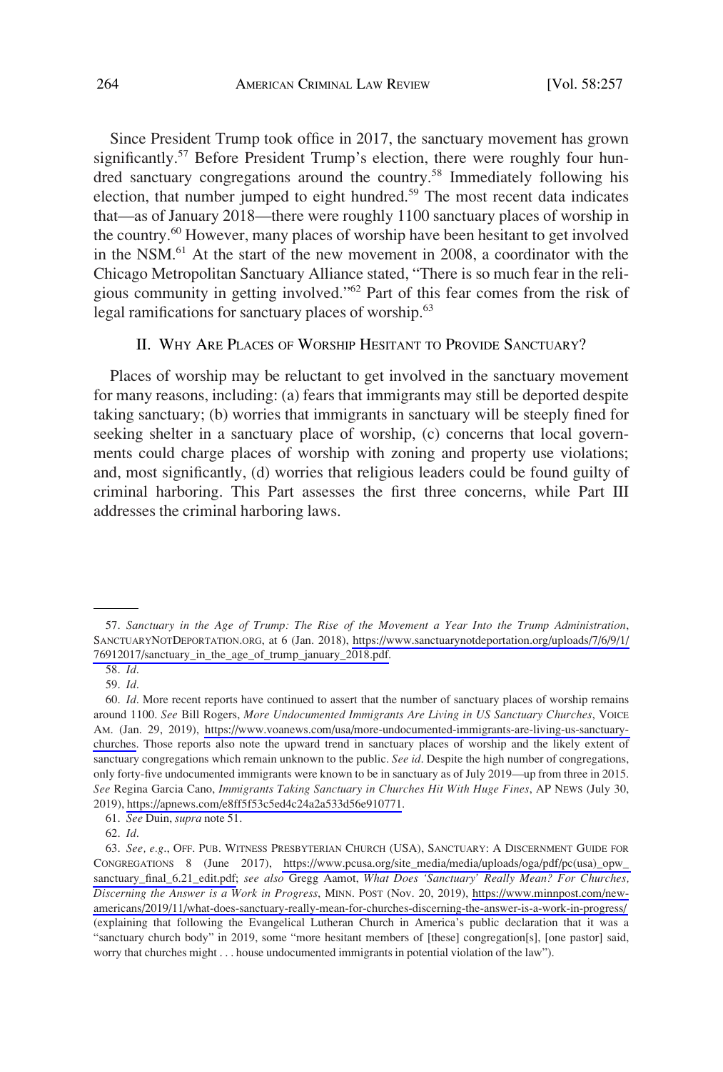Since President Trump took office in 2017, the sanctuary movement has grown significantly.[57] Before President Trump's election, there were roughly four hundred sanctuary congregations around the country.[58] Immediately following his election, that number jumped to eight hundred.[59] The most recent data indicates that—as of January 2018—there were roughly 1100 sanctuary places of worship in the country.[60] However, many places of worship have been hesitant to get involved in the NSM.[61] At the start of the new movement in 2008, a coordinator with the Chicago Metropolitan Sanctuary Alliance stated, "There is so much fear in the religious community in getting involved."[62] Part of this fear comes from the risk of legal ramifications for sanctuary places of worship.[63]

## II. Why Are Places of Worship Hesitant to Provide Sanctuary?

Places of worship may be reluctant to get involved in the sanctuary movement for many reasons, including: (a) fears that immigrants may still be deported despite taking sanctuary; (b) worries that immigrants in sanctuary will be steeply fined for seeking shelter in a sanctuary place of worship, (c) concerns that local governments could charge places of worship with zoning and property use violations; and, most significantly, (d) worries that religious leaders could be found guilty of criminal harboring. This Part assesses the first three concerns, while Part III addresses the criminal harboring laws.

---

57. *Sanctuary in the Age of Trump: The Rise of the Movement a Year Into the Trump Administration*, SANCTUARYNOTDEPORTATION.ORG, at 6 (Jan. 2018), https://www.sanctuarynotdeportation.org/uploads/7/6/9/1/76912017/sanctuary_in_the_age_of_trump_january_2018.pdf.

58. *Id.*

59. *Id.*

60. *Id*. More recent reports have continued to assert that the number of sanctuary places of worship remains around 1100. *See* Bill Rogers, *More Undocumented Immigrants Are Living in US Sanctuary Churches*, VOICE AM. (Jan. 29, 2019), https://www.voanews.com/usa/more-undocumented-immigrants-are-living-us-sanctuary-churches. Those reports also note the upward trend in sanctuary places of worship and the likely extent of sanctuary congregations which remain unknown to the public. *See id*. Despite the high number of congregations, only forty-five undocumented immigrants were known to be in sanctuary as of July 2019—up from three in 2015. *See* Regina Garcia Cano, *Immigrants Taking Sanctuary in Churches Hit With Huge Fines*, AP NEWS (July 30, 2019), https://apnews.com/e8ff5f53c5ed4c24a2a533d56e910771.

61. *See* Duin, *supra* note 51.

62. *Id.*

63. *See, e.g.*, OFF. PUB. WITNESS PRESBYTERIAN CHURCH (USA), SANCTUARY: A DISCERNMENT GUIDE FOR CONGREGATIONS 8 (June 2017), https://www.pcusa.org/site_media/media/uploads/oga/pdf/pc(usa)_opw_sanctuary_final_6.21_edit.pdf; *see also* Gregg Aamot, *What Does 'Sanctuary' Really Mean? For Churches, Discerning the Answer is a Work in Progress*, MINN. POST (Nov. 20, 2019), https://www.minnpost.com/new-americans/2019/11/what-does-sanctuary-really-mean-for-churches-discerning-the-answer-is-a-work-in-progress/ (explaining that following the Evangelical Lutheran Church in America's public declaration that it was a "sanctuary church body" in 2019, some "more hesitant members of [these] congregation[s], [one pastor] said, worry that churches might . . . house undocumented immigrants in potential violation of the law").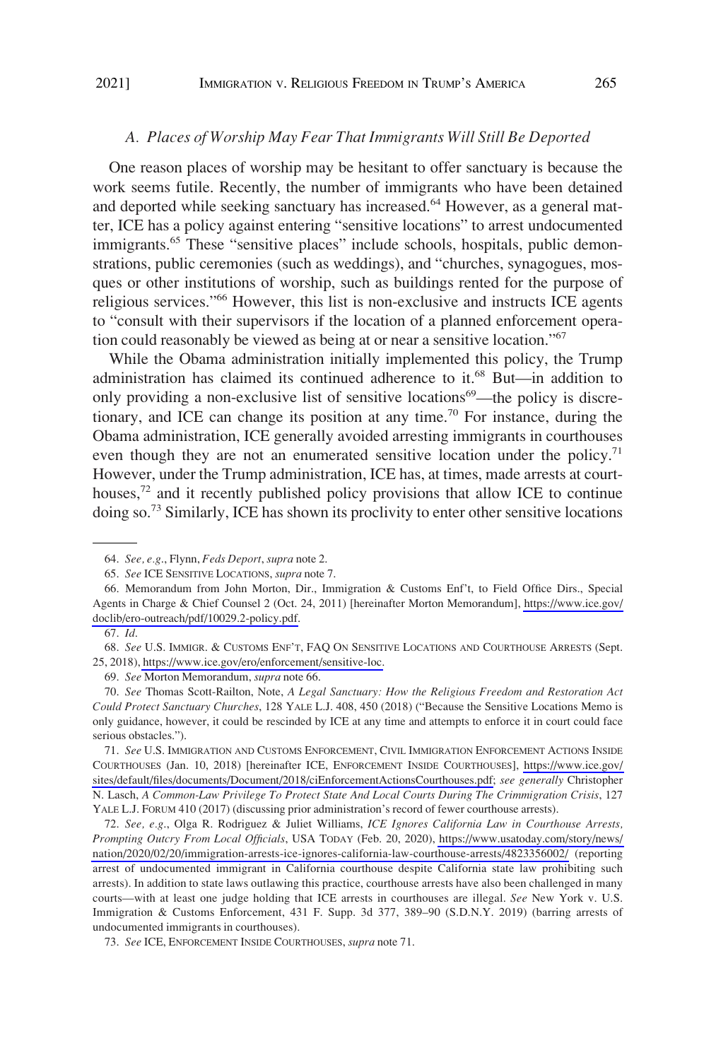### *A. Places of Worship May Fear That Immigrants Will Still Be Deported*

One reason places of worship may be hesitant to offer sanctuary is because the work seems futile. Recently, the number of immigrants who have been detained and deported while seeking sanctuary has increased.[64] However, as a general matter, ICE has a policy against entering "sensitive locations" to arrest undocumented immigrants.[65] These "sensitive places" include schools, hospitals, public demonstrations, public ceremonies (such as weddings), and "churches, synagogues, mosques or other institutions of worship, such as buildings rented for the purpose of religious services."[66] However, this list is non-exclusive and instructs ICE agents to "consult with their supervisors if the location of a planned enforcement operation could reasonably be viewed as being at or near a sensitive location."[67]

While the Obama administration initially implemented this policy, the Trump administration has claimed its continued adherence to it.[68] But—in addition to only providing a non-exclusive list of sensitive locations[69]—the policy is discretionary, and ICE can change its position at any time.[70] For instance, during the Obama administration, ICE generally avoided arresting immigrants in courthouses even though they are not an enumerated sensitive location under the policy.[71] However, under the Trump administration, ICE has, at times, made arrests at courthouses,[72] and it recently published policy provisions that allow ICE to continue doing so.[73] Similarly, ICE has shown its proclivity to enter other sensitive locations

64. *See, e.g.*, Flynn, *Feds Deport*, *supra* note 2.

65. *See* ICE SENSITIVE LOCATIONS, *supra* note 7.

66. Memorandum from John Morton, Dir., Immigration & Customs Enf't, to Field Office Dirs., Special Agents in Charge & Chief Counsel 2 (Oct. 24, 2011) [hereinafter Morton Memorandum], https://www.ice.gov/doclib/ero-outreach/pdf/10029.2-policy.pdf.

67. *Id.*

68. *See* U.S. IMMIGR. & CUSTOMS ENF'T, FAQ ON SENSITIVE LOCATIONS AND COURTHOUSE ARRESTS (Sept. 25, 2018), https://www.ice.gov/ero/enforcement/sensitive-loc.

69. *See* Morton Memorandum, *supra* note 66.

70. *See* Thomas Scott-Railton, Note, *A Legal Sanctuary: How the Religious Freedom and Restoration Act Could Protect Sanctuary Churches*, 128 YALE L.J. 408, 450 (2018) ("Because the Sensitive Locations Memo is only guidance, however, it could be rescinded by ICE at any time and attempts to enforce it in court could face serious obstacles.").

71. *See* U.S. IMMIGRATION AND CUSTOMS ENFORCEMENT, CIVIL IMMIGRATION ENFORCEMENT ACTIONS INSIDE COURTHOUSES (Jan. 10, 2018) [hereinafter ICE, ENFORCEMENT INSIDE COURTHOUSES], https://www.ice.gov/sites/default/files/documents/Document/2018/ciEnforcementActionsCourthouses.pdf; *see generally* Christopher N. Lasch, *A Common-Law Privilege To Protect State And Local Courts During The Crimmigration Crisis*, 127 YALE L.J. FORUM 410 (2017) (discussing prior administration's record of fewer courthouse arrests).

72. *See, e.g.*, Olga R. Rodriguez & Juliet Williams, *ICE Ignores California Law in Courthouse Arrests, Prompting Outcry From Local Officials*, USA TODAY (Feb. 20, 2020), https://www.usatoday.com/story/news/nation/2020/02/20/immigration-arrests-ice-ignores-california-law-courthouse-arrests/4823356002/ (reporting arrest of undocumented immigrant in California courthouse despite California state law prohibiting such arrests). In addition to state laws outlawing this practice, courthouse arrests have also been challenged in many courts—with at least one judge holding that ICE arrests in courthouses are illegal. *See* New York v. U.S. Immigration & Customs Enforcement, 431 F. Supp. 3d 377, 389–90 (S.D.N.Y. 2019) (barring arrests of undocumented immigrants in courthouses).

73. *See* ICE, ENFORCEMENT INSIDE COURTHOUSES, *supra* note 71.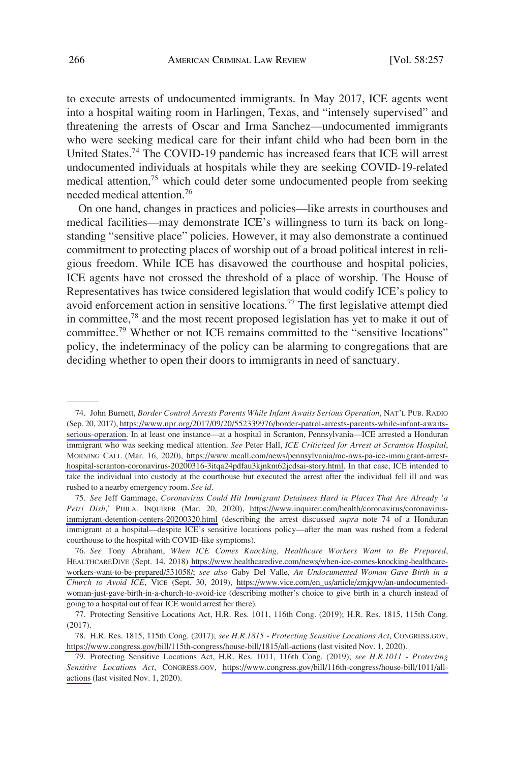to execute arrests of undocumented immigrants. In May 2017, ICE agents went into a hospital waiting room in Harlingen, Texas, and "intensely supervised" and threatening the arrests of Oscar and Irma Sanchez—undocumented immigrants who were seeking medical care for their infant child who had been born in the United States.[74] The COVID-19 pandemic has increased fears that ICE will arrest undocumented individuals at hospitals while they are seeking COVID-19-related medical attention,[75] which could deter some undocumented people from seeking needed medical attention.[76]

On one hand, changes in practices and policies—like arrests in courthouses and medical facilities—may demonstrate ICE's willingness to turn its back on long-standing "sensitive place" policies. However, it may also demonstrate a continued commitment to protecting places of worship out of a broad political interest in religious freedom. While ICE has disavowed the courthouse and hospital policies, ICE agents have not crossed the threshold of a place of worship. The House of Representatives has twice considered legislation that would codify ICE's policy to avoid enforcement action in sensitive locations.[77] The first legislative attempt died in committee,[78] and the most recent proposed legislation has yet to make it out of committee.[79] Whether or not ICE remains committed to the "sensitive locations" policy, the indeterminacy of the policy can be alarming to congregations that are deciding whether to open their doors to immigrants in need of sanctuary.

---

74. John Burnett, *Border Control Arrests Parents While Infant Awaits Serious Operation*, NAT'L PUB. RADIO (Sep. 20, 2017), https://www.npr.org/2017/09/20/552339976/border-patrol-arrests-parents-while-infant-awaits-serious-operation. In at least one instance—at a hospital in Scranton, Pennsylvania—ICE arrested a Honduran immigrant who was seeking medical attention. *See* Peter Hall, *ICE Criticized for Arrest at Scranton Hospital*, MORNING CALL (Mar. 16, 2020), https://www.mcall.com/news/pennsylvania/mc-nws-pa-ice-immigrant-arrest-hospital-scranton-coronavirus-20200316-3itqa24pdfau3kjnkm62jcdsai-story.html. In that case, ICE intended to take the individual into custody at the courthouse but executed the arrest after the individual fell ill and was rushed to a nearby emergency room. *See id.*

75. *See* Jeff Gammage, *Coronavirus Could Hit Immigrant Detainees Hard in Places That Are Already 'a Petri Dish,'* PHILA. INQUIRER (Mar. 20, 2020), https://www.inquirer.com/health/coronavirus/coronavirus-immigrant-detention-centers-20200320.html (describing the arrest discussed *supra* note 74 of a Honduran immigrant at a hospital—despite ICE's sensitive locations policy—after the man was rushed from a federal courthouse to the hospital with COVID-like symptoms).

76. *See* Tony Abraham, *When ICE Comes Knocking, Healthcare Workers Want to Be Prepared*, HEALTHCAREDIVE (Sept. 14, 2018) https://www.healthcaredive.com/news/when-ice-comes-knocking-healthcare-workers-want-to-be-prepared/531058/; *see also* Gaby Del Valle, *An Undocumented Woman Gave Birth in a Church to Avoid ICE*, VICE (Sept. 30, 2019), https://www.vice.com/en_us/article/zmjqvw/an-undocumented-woman-just-gave-birth-in-a-church-to-avoid-ice (describing mother's choice to give birth in a church instead of going to a hospital out of fear ICE would arrest her there).

77. Protecting Sensitive Locations Act, H.R. Res. 1011, 116th Cong. (2019); H.R. Res. 1815, 115th Cong. (2017).

78. H.R. Res. 1815, 115th Cong. (2017); *see H.R.1815 - Protecting Sensitive Locations Act*, CONGRESS.GOV, https://www.congress.gov/bill/115th-congress/house-bill/1815/all-actions (last visited Nov. 1, 2020).

79. Protecting Sensitive Locations Act, H.R. Res. 1011, 116th Cong. (2019); *see H.R.1011 - Protecting Sensitive Locations Act*, CONGRESS.GOV, https://www.congress.gov/bill/116th-congress/house-bill/1011/all-actions (last visited Nov. 1, 2020).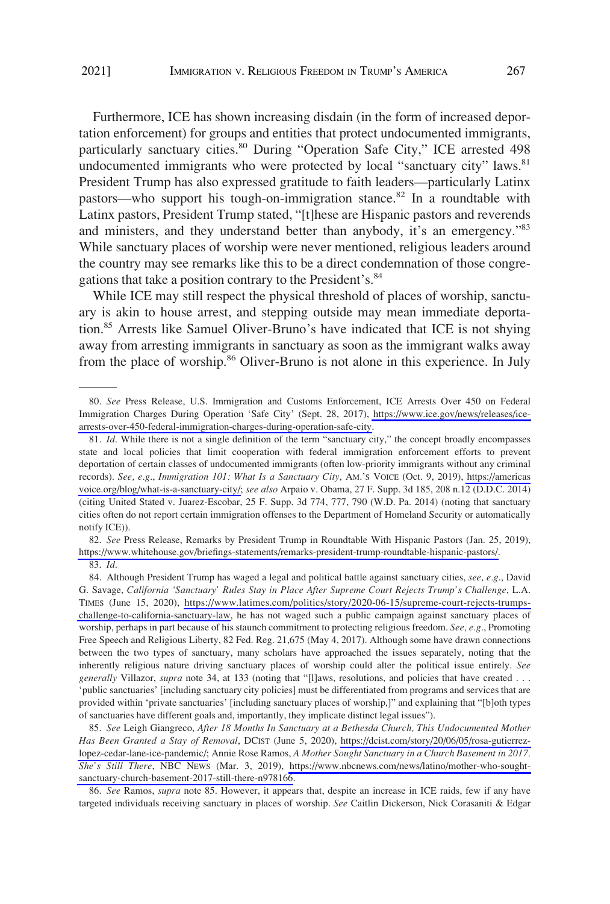Furthermore, ICE has shown increasing disdain (in the form of increased deportation enforcement) for groups and entities that protect undocumented immigrants, particularly sanctuary cities.[80] During "Operation Safe City," ICE arrested 498 undocumented immigrants who were protected by local "sanctuary city" laws.[81] President Trump has also expressed gratitude to faith leaders—particularly Latinx pastors—who support his tough-on-immigration stance.[82] In a roundtable with Latinx pastors, President Trump stated, "[t]hese are Hispanic pastors and reverends and ministers, and they understand better than anybody, it's an emergency."[83] While sanctuary places of worship were never mentioned, religious leaders around the country may see remarks like this to be a direct condemnation of those congregations that take a position contrary to the President's.[84]

While ICE may still respect the physical threshold of places of worship, sanctuary is akin to house arrest, and stepping outside may mean immediate deportation.[85] Arrests like Samuel Oliver-Bruno's have indicated that ICE is not shying away from arresting immigrants in sanctuary as soon as the immigrant walks away from the place of worship.[86] Oliver-Bruno is not alone in this experience. In July

---

80. *See* Press Release, U.S. Immigration and Customs Enforcement, ICE Arrests Over 450 on Federal Immigration Charges During Operation 'Safe City' (Sept. 28, 2017), https://www.ice.gov/news/releases/ice-arrests-over-450-federal-immigration-charges-during-operation-safe-city.

81. *Id*. While there is not a single definition of the term "sanctuary city," the concept broadly encompasses state and local policies that limit cooperation with federal immigration enforcement efforts to prevent deportation of certain classes of undocumented immigrants (often low-priority immigrants without any criminal records). *See, e.g.*, *Immigration 101: What Is a Sanctuary City*, AM.'S VOICE (Oct. 9, 2019), https://americasvoice.org/blog/what-is-a-sanctuary-city/; *see also* Arpaio v. Obama, 27 F. Supp. 3d 185, 208 n.12 (D.D.C. 2014) (citing United Stated v. Juarez-Escobar, 25 F. Supp. 3d 774, 777, 790 (W.D. Pa. 2014) (noting that sanctuary cities often do not report certain immigration offenses to the Department of Homeland Security or automatically notify ICE)).

82. *See* Press Release, Remarks by President Trump in Roundtable With Hispanic Pastors (Jan. 25, 2019), https://www.whitehouse.gov/briefings-statements/remarks-president-trump-roundtable-hispanic-pastors/.

83. *Id*.

84. Although President Trump has waged a legal and political battle against sanctuary cities, *see, e.g.*, David G. Savage, *California 'Sanctuary' Rules Stay in Place After Supreme Court Rejects Trump's Challenge*, L.A. TIMES (June 15, 2020), https://www.latimes.com/politics/story/2020-06-15/supreme-court-rejects-trumps-challenge-to-california-sanctuary-law, he has not waged such a public campaign against sanctuary places of worship, perhaps in part because of his staunch commitment to protecting religious freedom. *See, e.g.*, Promoting Free Speech and Religious Liberty, 82 Fed. Reg. 21,675 (May 4, 2017). Although some have drawn connections between the two types of sanctuary, many scholars have approached the issues separately, noting that the inherently religious nature driving sanctuary places of worship could alter the political issue entirely. *See generally* Villazor, *supra* note 34, at 133 (noting that "[l]aws, resolutions, and policies that have created . . . 'public sanctuaries' [including sanctuary city policies] must be differentiated from programs and services that are provided within 'private sanctuaries' [including sanctuary places of worship,]" and explaining that "[b]oth types of sanctuaries have different goals and, importantly, they implicate distinct legal issues").

85. *See* Leigh Giangreco, *After 18 Months In Sanctuary at a Bethesda Church, This Undocumented Mother Has Been Granted a Stay of Removal*, DCIST (June 5, 2020), https://dcist.com/story/20/06/05/rosa-gutierrez-lopez-cedar-lane-ice-pandemic/; Annie Rose Ramos, *A Mother Sought Sanctuary in a Church Basement in 2017. She's Still There*, NBC NEWS (Mar. 3, 2019), https://www.nbcnews.com/news/latino/mother-who-sought-sanctuary-church-basement-2017-still-there-n978166.

86. *See* Ramos, *supra* note 85. However, it appears that, despite an increase in ICE raids, few if any have targeted individuals receiving sanctuary in places of worship. *See* Caitlin Dickerson, Nick Corasaniti & Edgar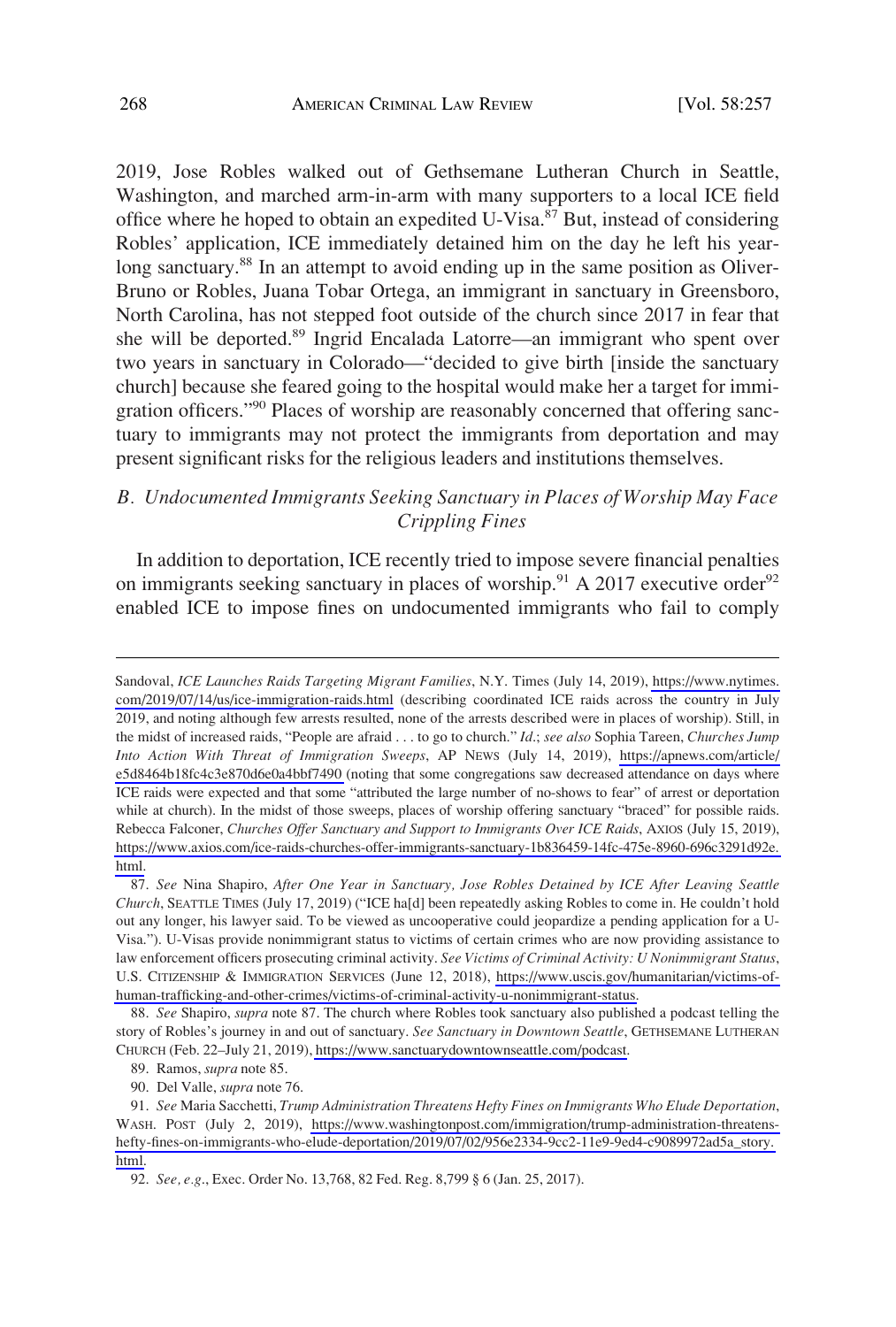2019, Jose Robles walked out of Gethsemane Lutheran Church in Seattle, Washington, and marched arm-in-arm with many supporters to a local ICE field office where he hoped to obtain an expedited U-Visa.[87] But, instead of considering Robles' application, ICE immediately detained him on the day he left his year-long sanctuary.[88] In an attempt to avoid ending up in the same position as Oliver-Bruno or Robles, Juana Tobar Ortega, an immigrant in sanctuary in Greensboro, North Carolina, has not stepped foot outside of the church since 2017 in fear that she will be deported.[89] Ingrid Encalada Latorre—an immigrant who spent over two years in sanctuary in Colorado—"decided to give birth [inside the sanctuary church] because she feared going to the hospital would make her a target for immigration officers."[90] Places of worship are reasonably concerned that offering sanctuary to immigrants may not protect the immigrants from deportation and may present significant risks for the religious leaders and institutions themselves.

### *B. Undocumented Immigrants Seeking Sanctuary in Places of Worship May Face Crippling Fines*

In addition to deportation, ICE recently tried to impose severe financial penalties on immigrants seeking sanctuary in places of worship.[91] A 2017 executive order[92] enabled ICE to impose fines on undocumented immigrants who fail to comply

---

Sandoval, *ICE Launches Raids Targeting Migrant Families*, N.Y. Times (July 14, 2019), https://www.nytimes.com/2019/07/14/us/ice-immigration-raids.html (describing coordinated ICE raids across the country in July 2019, and noting although few arrests resulted, none of the arrests described were in places of worship). Still, in the midst of increased raids, "People are afraid . . . to go to church." *Id.*; *see also* Sophia Tareen, *Churches Jump Into Action With Threat of Immigration Sweeps*, AP NEWS (July 14, 2019), https://apnews.com/article/e5d8464b18fc4c3e870d6e0a4bbf7490 (noting that some congregations saw decreased attendance on days where ICE raids were expected and that some "attributed the large number of no-shows to fear" of arrest or deportation while at church). In the midst of those sweeps, places of worship offering sanctuary "braced" for possible raids. Rebecca Falconer, *Churches Offer Sanctuary and Support to Immigrants Over ICE Raids*, AXIOS (July 15, 2019), https://www.axios.com/ice-raids-churches-offer-immigrants-sanctuary-1b836459-14fc-475e-8960-696c3291d92e.html.

87. *See* Nina Shapiro, *After One Year in Sanctuary, Jose Robles Detained by ICE After Leaving Seattle Church*, SEATTLE TIMES (July 17, 2019) ("ICE ha[d] been repeatedly asking Robles to come in. He couldn't hold out any longer, his lawyer said. To be viewed as uncooperative could jeopardize a pending application for a U-Visa."). U-Visas provide nonimmigrant status to victims of certain crimes who are now providing assistance to law enforcement officers prosecuting criminal activity. *See Victims of Criminal Activity: U Nonimmigrant Status*, U.S. CITIZENSHIP & IMMIGRATION SERVICES (June 12, 2018), https://www.uscis.gov/humanitarian/victims-of-human-trafficking-and-other-crimes/victims-of-criminal-activity-u-nonimmigrant-status.

88. *See* Shapiro, *supra* note 87. The church where Robles took sanctuary also published a podcast telling the story of Robles's journey in and out of sanctuary. *See Sanctuary in Downtown Seattle*, GETHSEMANE LUTHERAN CHURCH (Feb. 22–July 21, 2019), https://www.sanctuarydowntownseattle.com/podcast.

89. Ramos, *supra* note 85.

90. Del Valle, *supra* note 76.

91. *See* Maria Sacchetti, *Trump Administration Threatens Hefty Fines on Immigrants Who Elude Deportation*, WASH. POST (July 2, 2019), https://www.washingtonpost.com/immigration/trump-administration-threatens-hefty-fines-on-immigrants-who-elude-deportation/2019/07/02/956e2334-9cc2-11e9-9ed4-c9089972ad5a_story.html.

92. *See, e.g.*, Exec. Order No. 13,768, 82 Fed. Reg. 8,799 § 6 (Jan. 25, 2017).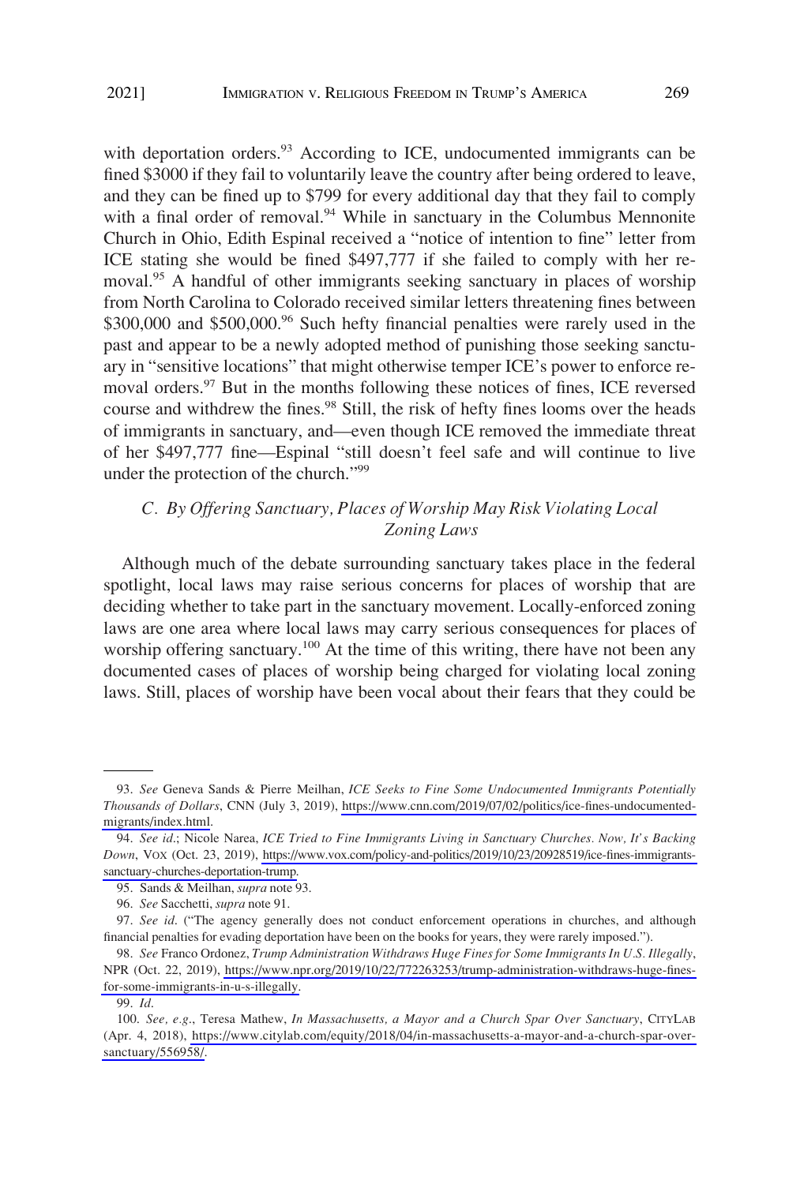with deportation orders.[93] According to ICE, undocumented immigrants can be fined $3000 if they fail to voluntarily leave the country after being ordered to leave, and they can be fined up to $799 for every additional day that they fail to comply with a final order of removal.[94] While in sanctuary in the Columbus Mennonite Church in Ohio, Edith Espinal received a "notice of intention to fine" letter from ICE stating she would be fined $497,777 if she failed to comply with her removal.[95] A handful of other immigrants seeking sanctuary in places of worship from North Carolina to Colorado received similar letters threatening fines between $300,000 and $500,000.[96] Such hefty financial penalties were rarely used in the past and appear to be a newly adopted method of punishing those seeking sanctuary in "sensitive locations" that might otherwise temper ICE's power to enforce removal orders.[97] But in the months following these notices of fines, ICE reversed course and withdrew the fines.[98] Still, the risk of hefty fines looms over the heads of immigrants in sanctuary, and—even though ICE removed the immediate threat of her $497,777 fine—Espinal "still doesn't feel safe and will continue to live under the protection of the church."[99]

### *C. By Offering Sanctuary, Places of Worship May Risk Violating Local Zoning Laws*

Although much of the debate surrounding sanctuary takes place in the federal spotlight, local laws may raise serious concerns for places of worship that are deciding whether to take part in the sanctuary movement. Locally-enforced zoning laws are one area where local laws may carry serious consequences for places of worship offering sanctuary.[100] At the time of this writing, there have not been any documented cases of places of worship being charged for violating local zoning laws. Still, places of worship have been vocal about their fears that they could be

---

93. *See* Geneva Sands & Pierre Meilhan, *ICE Seeks to Fine Some Undocumented Immigrants Potentially Thousands of Dollars*, CNN (July 3, 2019), https://www.cnn.com/2019/07/02/politics/ice-fines-undocumented-migrants/index.html.

94. *See id.*; Nicole Narea, *ICE Tried to Fine Immigrants Living in Sanctuary Churches. Now, It's Backing Down*, VOX (Oct. 23, 2019), https://www.vox.com/policy-and-politics/2019/10/23/20928519/ice-fines-immigrants-sanctuary-churches-deportation-trump.

95. Sands & Meilhan, *supra* note 93.

96. *See* Sacchetti, *supra* note 91.

97. *See id.* ("The agency generally does not conduct enforcement operations in churches, and although financial penalties for evading deportation have been on the books for years, they were rarely imposed.").

98. *See* Franco Ordonez, *Trump Administration Withdraws Huge Fines for Some Immigrants In U.S. Illegally*, NPR (Oct. 22, 2019), https://www.npr.org/2019/10/22/772263253/trump-administration-withdraws-huge-fines-for-some-immigrants-in-u-s-illegally.

99. *Id.*

100. *See, e.g.*, Teresa Mathew, *In Massachusetts, a Mayor and a Church Spar Over Sanctuary*, CITYLAB (Apr. 4, 2018), https://www.citylab.com/equity/2018/04/in-massachusetts-a-mayor-and-a-church-spar-over-sanctuary/556958/.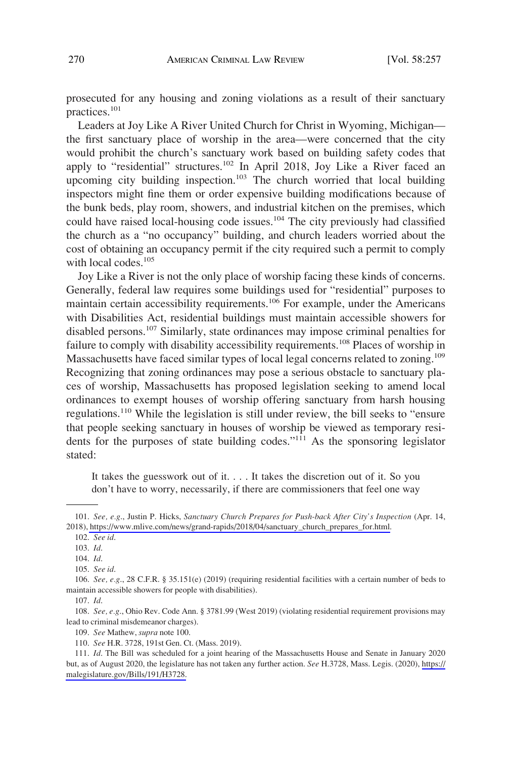prosecuted for any housing and zoning violations as a result of their sanctuary practices.[101]

Leaders at Joy Like A River United Church for Christ in Wyoming, Michigan—the first sanctuary place of worship in the area—were concerned that the city would prohibit the church's sanctuary work based on building safety codes that apply to "residential" structures.[102] In April 2018, Joy Like a River faced an upcoming city building inspection.[103] The church worried that local building inspectors might fine them or order expensive building modifications because of the bunk beds, play room, showers, and industrial kitchen on the premises, which could have raised local-housing code issues.[104] The city previously had classified the church as a "no occupancy" building, and church leaders worried about the cost of obtaining an occupancy permit if the city required such a permit to comply with local codes.[105]

Joy Like a River is not the only place of worship facing these kinds of concerns. Generally, federal law requires some buildings used for "residential" purposes to maintain certain accessibility requirements.[106] For example, under the Americans with Disabilities Act, residential buildings must maintain accessible showers for disabled persons.[107] Similarly, state ordinances may impose criminal penalties for failure to comply with disability accessibility requirements.[108] Places of worship in Massachusetts have faced similar types of local legal concerns related to zoning.[109] Recognizing that zoning ordinances may pose a serious obstacle to sanctuary places of worship, Massachusetts has proposed legislation seeking to amend local ordinances to exempt houses of worship offering sanctuary from harsh housing regulations.[110] While the legislation is still under review, the bill seeks to "ensure that people seeking sanctuary in houses of worship be viewed as temporary residents for the purposes of state building codes."[111] As the sponsoring legislator stated:

> It takes the guesswork out of it. . . . It takes the discretion out of it. So you don't have to worry, necessarily, if there are commissioners that feel one way

---

101. *See, e.g.*, Justin P. Hicks, *Sanctuary Church Prepares for Push-back After City's Inspection* (Apr. 14, 2018), https://www.mlive.com/news/grand-rapids/2018/04/sanctuary_church_prepares_for.html.

102. *See id.*

103. *Id.*

104. *Id.*

105. *See id.*

106. *See, e.g.*, 28 C.F.R. § 35.151(e) (2019) (requiring residential facilities with a certain number of beds to maintain accessible showers for people with disabilities).

107. *Id.*

108. *See, e.g.*, Ohio Rev. Code Ann. § 3781.99 (West 2019) (violating residential requirement provisions may lead to criminal misdemeanor charges).

109. *See* Mathew, *supra* note 100.

110. *See* H.R. 3728, 191st Gen. Ct. (Mass. 2019).

111. *Id.* The Bill was scheduled for a joint hearing of the Massachusetts House and Senate in January 2020 but, as of August 2020, the legislature has not taken any further action. *See* H.3728, Mass. Legis. (2020), https://malegislature.gov/Bills/191/H3728.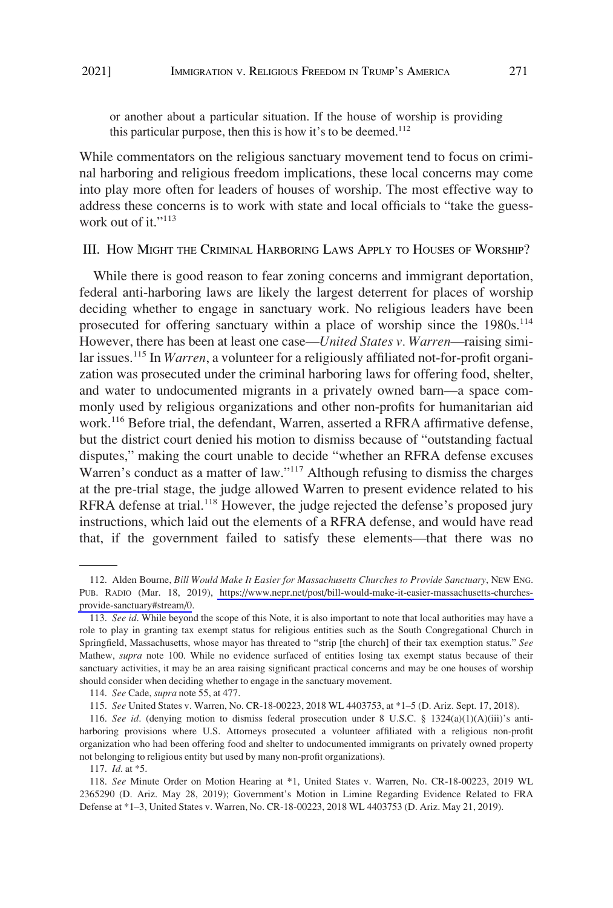or another about a particular situation. If the house of worship is providing this particular purpose, then this is how it's to be deemed.[112]

While commentators on the religious sanctuary movement tend to focus on criminal harboring and religious freedom implications, these local concerns may come into play more often for leaders of houses of worship. The most effective way to address these concerns is to work with state and local officials to "take the guesswork out of it."[113]

## III. How Might the Criminal Harboring Laws Apply to Houses of Worship?

While there is good reason to fear zoning concerns and immigrant deportation, federal anti-harboring laws are likely the largest deterrent for places of worship deciding whether to engage in sanctuary work. No religious leaders have been prosecuted for offering sanctuary within a place of worship since the 1980s.[114] However, there has been at least one case—*United States v. Warren*—raising similar issues.[115] In *Warren*, a volunteer for a religiously affiliated not-for-profit organization was prosecuted under the criminal harboring laws for offering food, shelter, and water to undocumented migrants in a privately owned barn—a space commonly used by religious organizations and other non-profits for humanitarian aid work.[116] Before trial, the defendant, Warren, asserted a RFRA affirmative defense, but the district court denied his motion to dismiss because of "outstanding factual disputes," making the court unable to decide "whether an RFRA defense excuses Warren's conduct as a matter of law."[117] Although refusing to dismiss the charges at the pre-trial stage, the judge allowed Warren to present evidence related to his RFRA defense at trial.[118] However, the judge rejected the defense's proposed jury instructions, which laid out the elements of a RFRA defense, and would have read that, if the government failed to satisfy these elements—that there was no

---

112. Alden Bourne, *Bill Would Make It Easier for Massachusetts Churches to Provide Sanctuary*, New Eng. Pub. Radio (Mar. 18, 2019), https://www.nepr.net/post/bill-would-make-it-easier-massachusetts-churches-provide-sanctuary#stream/0.

113. *See id*. While beyond the scope of this Note, it is also important to note that local authorities may have a role to play in granting tax exempt status for religious entities such as the South Congregational Church in Springfield, Massachusetts, whose mayor has threated to "strip [the church] of their tax exemption status." *See* Mathew, *supra* note 100. While no evidence surfaced of entities losing tax exempt status because of their sanctuary activities, it may be an area raising significant practical concerns and may be one houses of worship should consider when deciding whether to engage in the sanctuary movement.

114. *See* Cade, *supra* note 55, at 477.

115. *See* United States v. Warren, No. CR-18-00223, 2018 WL 4403753, at *1–5 (D. Ariz. Sept. 17, 2018).

116. *See id*. (denying motion to dismiss federal prosecution under 8 U.S.C. § 1324(a)(1)(A)(iii)'s anti-harboring provisions where U.S. Attorneys prosecuted a volunteer affiliated with a religious non-profit organization who had been offering food and shelter to undocumented immigrants on privately owned property not belonging to religious entity but used by many non-profit organizations).

117. *Id*. at *5.

118. *See* Minute Order on Motion Hearing at *1, United States v. Warren, No. CR-18-00223, 2019 WL 2365290 (D. Ariz. May 28, 2019); Government's Motion in Limine Regarding Evidence Related to FRA Defense at *1–3, United States v. Warren, No. CR-18-00223, 2018 WL 4403753 (D. Ariz. May 21, 2019).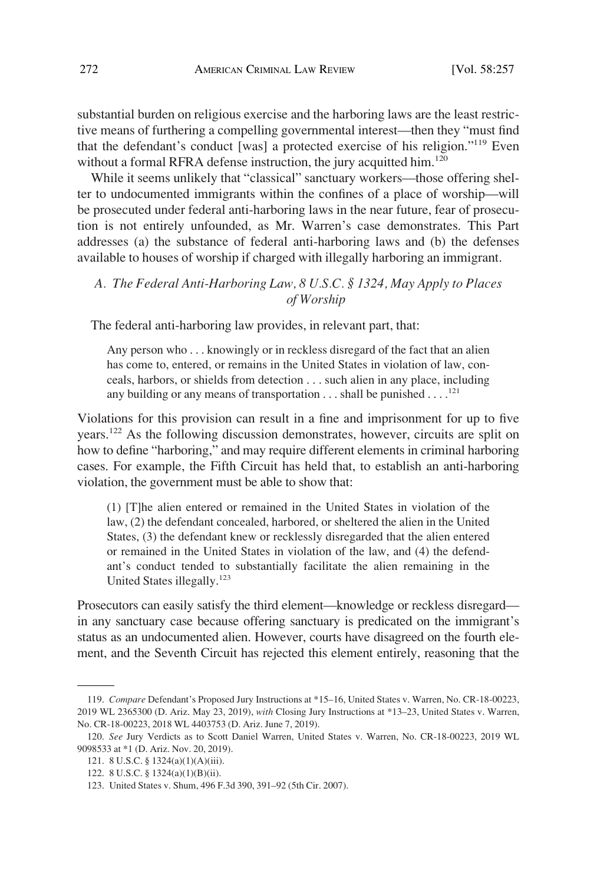substantial burden on religious exercise and the harboring laws are the least restrictive means of furthering a compelling governmental interest—then they "must find that the defendant's conduct [was] a protected exercise of his religion."[119] Even without a formal RFRA defense instruction, the jury acquitted him.[120]

While it seems unlikely that "classical" sanctuary workers—those offering shelter to undocumented immigrants within the confines of a place of worship—will be prosecuted under federal anti-harboring laws in the near future, fear of prosecution is not entirely unfounded, as Mr. Warren's case demonstrates. This Part addresses (a) the substance of federal anti-harboring laws and (b) the defenses available to houses of worship if charged with illegally harboring an immigrant.

### *A. The Federal Anti-Harboring Law, 8 U.S.C. § 1324, May Apply to Places of Worship*

The federal anti-harboring law provides, in relevant part, that:

> Any person who . . . knowingly or in reckless disregard of the fact that an alien has come to, entered, or remains in the United States in violation of law, conceals, harbors, or shields from detection . . . such alien in any place, including any building or any means of transportation . . . shall be punished . . . .[121]

Violations for this provision can result in a fine and imprisonment for up to five years.[122] As the following discussion demonstrates, however, circuits are split on how to define "harboring," and may require different elements in criminal harboring cases. For example, the Fifth Circuit has held that, to establish an anti-harboring violation, the government must be able to show that:

> (1) [T]he alien entered or remained in the United States in violation of the law, (2) the defendant concealed, harbored, or sheltered the alien in the United States, (3) the defendant knew or recklessly disregarded that the alien entered or remained in the United States in violation of the law, and (4) the defendant's conduct tended to substantially facilitate the alien remaining in the United States illegally.[123]

Prosecutors can easily satisfy the third element—knowledge or reckless disregard—in any sanctuary case because offering sanctuary is predicated on the immigrant's status as an undocumented alien. However, courts have disagreed on the fourth element, and the Seventh Circuit has rejected this element entirely, reasoning that the

---

119. *Compare* Defendant's Proposed Jury Instructions at *15–16, United States v. Warren, No. CR-18-00223, 2019 WL 2365300 (D. Ariz. May 23, 2019), *with* Closing Jury Instructions at *13–23, United States v. Warren, No. CR-18-00223, 2018 WL 4403753 (D. Ariz. June 7, 2019).

120. *See* Jury Verdicts as to Scott Daniel Warren, United States v. Warren, No. CR-18-00223, 2019 WL 9098533 at *1 (D. Ariz. Nov. 20, 2019).

121. 8 U.S.C. § 1324(a)(1)(A)(iii).

122. 8 U.S.C. § 1324(a)(1)(B)(ii).

123. United States v. Shum, 496 F.3d 390, 391–92 (5th Cir. 2007).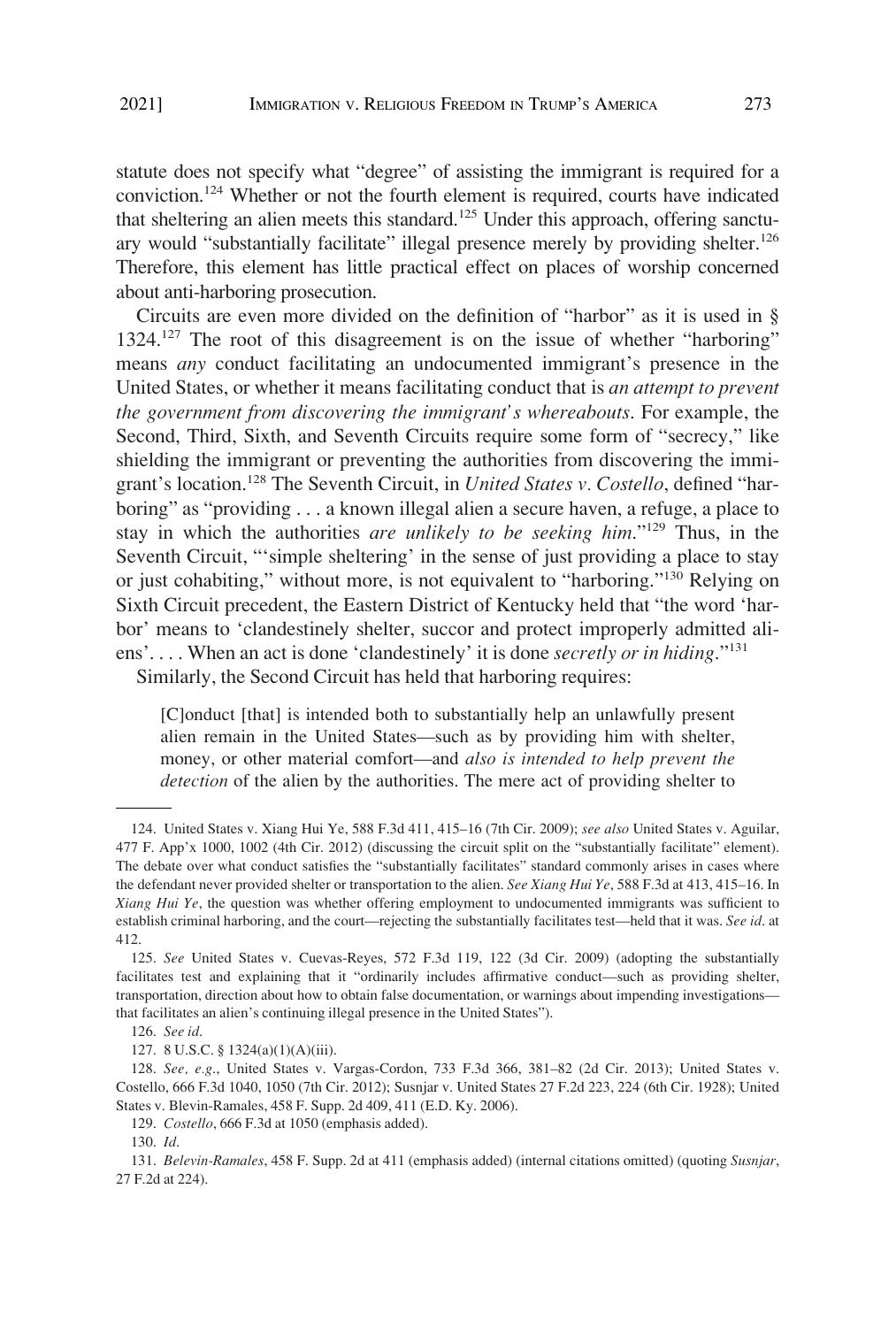statute does not specify what "degree" of assisting the immigrant is required for a conviction.[124] Whether or not the fourth element is required, courts have indicated that sheltering an alien meets this standard.[125] Under this approach, offering sanctuary would "substantially facilitate" illegal presence merely by providing shelter.[126] Therefore, this element has little practical effect on places of worship concerned about anti-harboring prosecution.

Circuits are even more divided on the definition of "harbor" as it is used in § 1324.[127] The root of this disagreement is on the issue of whether "harboring" means *any* conduct facilitating an undocumented immigrant's presence in the United States, or whether it means facilitating conduct that is *an attempt to prevent the government from discovering the immigrant's whereabouts*. For example, the Second, Third, Sixth, and Seventh Circuits require some form of "secrecy," like shielding the immigrant or preventing the authorities from discovering the immigrant's location.[128] The Seventh Circuit, in *United States v. Costello*, defined "harboring" as "providing . . . a known illegal alien a secure haven, a refuge, a place to stay in which the authorities *are unlikely to be seeking him*."[129] Thus, in the Seventh Circuit, "'simple sheltering' in the sense of just providing a place to stay or just cohabiting," without more, is not equivalent to "harboring."[130] Relying on Sixth Circuit precedent, the Eastern District of Kentucky held that "the word 'harbor' means to 'clandestinely shelter, succor and protect improperly admitted aliens'. . . . When an act is done 'clandestinely' it is done *secretly or in hiding*."[131]

Similarly, the Second Circuit has held that harboring requires:

> [C]onduct [that] is intended both to substantially help an unlawfully present alien remain in the United States—such as by providing him with shelter, money, or other material comfort—and *also is intended to help prevent the detection* of the alien by the authorities. The mere act of providing shelter to

---

124. United States v. Xiang Hui Ye, 588 F.3d 411, 415–16 (7th Cir. 2009); *see also* United States v. Aguilar, 477 F. App'x 1000, 1002 (4th Cir. 2012) (discussing the circuit split on the "substantially facilitate" element). The debate over what conduct satisfies the "substantially facilitates" standard commonly arises in cases where the defendant never provided shelter or transportation to the alien. *See Xiang Hui Ye*, 588 F.3d at 413, 415–16. In *Xiang Hui Ye*, the question was whether offering employment to undocumented immigrants was sufficient to establish criminal harboring, and the court—rejecting the substantially facilitates test—held that it was. *See id*. at 412.

125. *See* United States v. Cuevas-Reyes, 572 F.3d 119, 122 (3d Cir. 2009) (adopting the substantially facilitates test and explaining that it "ordinarily includes affirmative conduct—such as providing shelter, transportation, direction about how to obtain false documentation, or warnings about impending investigations—that facilitates an alien's continuing illegal presence in the United States").

126. *See id*.

127. 8 U.S.C. § 1324(a)(1)(A)(iii).

128. *See, e.g*., United States v. Vargas-Cordon, 733 F.3d 366, 381–82 (2d Cir. 2013); United States v. Costello, 666 F.3d 1040, 1050 (7th Cir. 2012); Susnjar v. United States 27 F.2d 223, 224 (6th Cir. 1928); United States v. Blevin-Ramales, 458 F. Supp. 2d 409, 411 (E.D. Ky. 2006).

129. *Costello*, 666 F.3d at 1050 (emphasis added).

130. *Id*.

131. *Belevin-Ramales*, 458 F. Supp. 2d at 411 (emphasis added) (internal citations omitted) (quoting *Susnjar*, 27 F.2d at 224).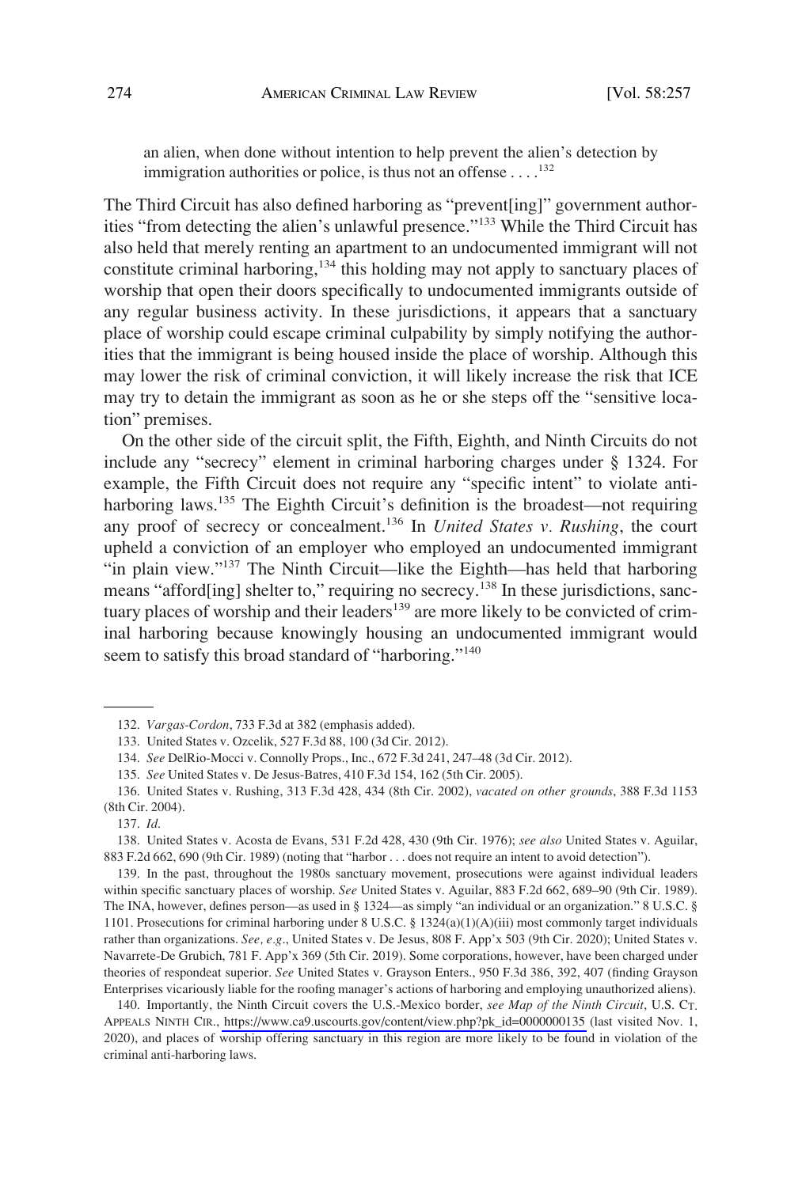an alien, when done without intention to help prevent the alien's detection by immigration authorities or police, is thus not an offense . . . .[132]

The Third Circuit has also defined harboring as "prevent[ing]" government authorities "from detecting the alien's unlawful presence."[133] While the Third Circuit has also held that merely renting an apartment to an undocumented immigrant will not constitute criminal harboring,[134] this holding may not apply to sanctuary places of worship that open their doors specifically to undocumented immigrants outside of any regular business activity. In these jurisdictions, it appears that a sanctuary place of worship could escape criminal culpability by simply notifying the authorities that the immigrant is being housed inside the place of worship. Although this may lower the risk of criminal conviction, it will likely increase the risk that ICE may try to detain the immigrant as soon as he or she steps off the "sensitive location" premises.

On the other side of the circuit split, the Fifth, Eighth, and Ninth Circuits do not include any "secrecy" element in criminal harboring charges under § 1324. For example, the Fifth Circuit does not require any "specific intent" to violate anti-harboring laws.[135] The Eighth Circuit's definition is the broadest—not requiring any proof of secrecy or concealment.[136] In *United States v. Rushing*, the court upheld a conviction of an employer who employed an undocumented immigrant "in plain view."[137] The Ninth Circuit—like the Eighth—has held that harboring means "afford[ing] shelter to," requiring no secrecy.[138] In these jurisdictions, sanctuary places of worship and their leaders[139] are more likely to be convicted of criminal harboring because knowingly housing an undocumented immigrant would seem to satisfy this broad standard of "harboring."[140]

---

132. *Vargas-Cordon*, 733 F.3d at 382 (emphasis added).

133. United States v. Ozcelik, 527 F.3d 88, 100 (3d Cir. 2012).

134. *See* DelRio-Mocci v. Connolly Props., Inc., 672 F.3d 241, 247–48 (3d Cir. 2012).

135. *See* United States v. De Jesus-Batres, 410 F.3d 154, 162 (5th Cir. 2005).

136. United States v. Rushing, 313 F.3d 428, 434 (8th Cir. 2002), *vacated on other grounds*, 388 F.3d 1153 (8th Cir. 2004).

137. *Id.*

138. United States v. Acosta de Evans, 531 F.2d 428, 430 (9th Cir. 1976); *see also* United States v. Aguilar, 883 F.2d 662, 690 (9th Cir. 1989) (noting that "harbor . . . does not require an intent to avoid detection").

139. In the past, throughout the 1980s sanctuary movement, prosecutions were against individual leaders within specific sanctuary places of worship. *See* United States v. Aguilar, 883 F.2d 662, 689–90 (9th Cir. 1989). The INA, however, defines person—as used in § 1324—as simply "an individual or an organization." 8 U.S.C. § 1101. Prosecutions for criminal harboring under 8 U.S.C. § 1324(a)(1)(A)(iii) most commonly target individuals rather than organizations. *See, e.g.*, United States v. De Jesus, 808 F. App'x 503 (9th Cir. 2020); United States v. Navarrete-De Grubich, 781 F. App'x 369 (5th Cir. 2019). Some corporations, however, have been charged under theories of respondeat superior. *See* United States v. Grayson Enters., 950 F.3d 386, 392, 407 (finding Grayson Enterprises vicariously liable for the roofing manager's actions of harboring and employing unauthorized aliens).

140. Importantly, the Ninth Circuit covers the U.S.-Mexico border, *see Map of the Ninth Circuit*, U.S. CT. APPEALS NINTH CIR., https://www.ca9.uscourts.gov/content/view.php?pk_id=0000000135 (last visited Nov. 1, 2020), and places of worship offering sanctuary in this region are more likely to be found in violation of the criminal anti-harboring laws.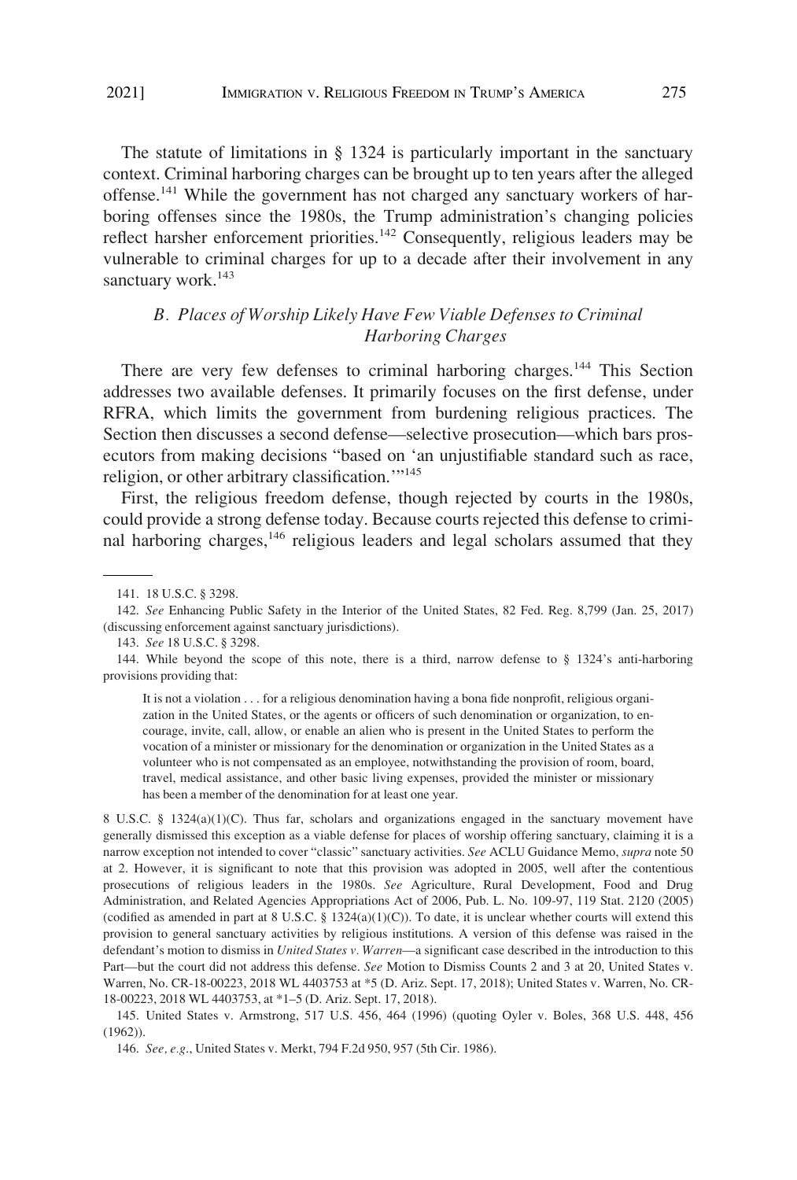The statute of limitations in § 1324 is particularly important in the sanctuary context. Criminal harboring charges can be brought up to ten years after the alleged offense.[141] While the government has not charged any sanctuary workers of harboring offenses since the 1980s, the Trump administration's changing policies reflect harsher enforcement priorities.[142] Consequently, religious leaders may be vulnerable to criminal charges for up to a decade after their involvement in any sanctuary work.[143]

### *B. Places of Worship Likely Have Few Viable Defenses to Criminal Harboring Charges*

There are very few defenses to criminal harboring charges.[144] This Section addresses two available defenses. It primarily focuses on the first defense, under RFRA, which limits the government from burdening religious practices. The Section then discusses a second defense—selective prosecution—which bars prosecutors from making decisions "based on 'an unjustifiable standard such as race, religion, or other arbitrary classification.'"[145]

First, the religious freedom defense, though rejected by courts in the 1980s, could provide a strong defense today. Because courts rejected this defense to criminal harboring charges,[146] religious leaders and legal scholars assumed that they

---

141. 18 U.S.C. § 3298.

142. *See* Enhancing Public Safety in the Interior of the United States, 82 Fed. Reg. 8,799 (Jan. 25, 2017) (discussing enforcement against sanctuary jurisdictions).

143. *See* 18 U.S.C. § 3298.

144. While beyond the scope of this note, there is a third, narrow defense to § 1324's anti-harboring provisions providing that:

> It is not a violation . . . for a religious denomination having a bona fide nonprofit, religious organization in the United States, or the agents or officers of such denomination or organization, to encourage, invite, call, allow, or enable an alien who is present in the United States to perform the vocation of a minister or missionary for the denomination or organization in the United States as a volunteer who is not compensated as an employee, notwithstanding the provision of room, board, travel, medical assistance, and other basic living expenses, provided the minister or missionary has been a member of the denomination for at least one year.

8 U.S.C. § 1324(a)(1)(C). Thus far, scholars and organizations engaged in the sanctuary movement have generally dismissed this exception as a viable defense for places of worship offering sanctuary, claiming it is a narrow exception not intended to cover "classic" sanctuary activities. *See* ACLU Guidance Memo, *supra* note 50 at 2. However, it is significant to note that this provision was adopted in 2005, well after the contentious prosecutions of religious leaders in the 1980s. *See* Agriculture, Rural Development, Food and Drug Administration, and Related Agencies Appropriations Act of 2006, Pub. L. No. 109-97, 119 Stat. 2120 (2005) (codified as amended in part at 8 U.S.C. § 1324(a)(1)(C)). To date, it is unclear whether courts will extend this provision to general sanctuary activities by religious institutions. A version of this defense was raised in the defendant's motion to dismiss in *United States v. Warren*—a significant case described in the introduction to this Part—but the court did not address this defense. *See* Motion to Dismiss Counts 2 and 3 at 20, United States v. Warren, No. CR-18-00223, 2018 WL 4403753 at *5 (D. Ariz. Sept. 17, 2018); United States v. Warren, No. CR-18-00223, 2018 WL 4403753, at *1–5 (D. Ariz. Sept. 17, 2018).

145. United States v. Armstrong, 517 U.S. 456, 464 (1996) (quoting Oyler v. Boles, 368 U.S. 448, 456 (1962)).

146. *See, e.g.*, United States v. Merkt, 794 F.2d 950, 957 (5th Cir. 1986).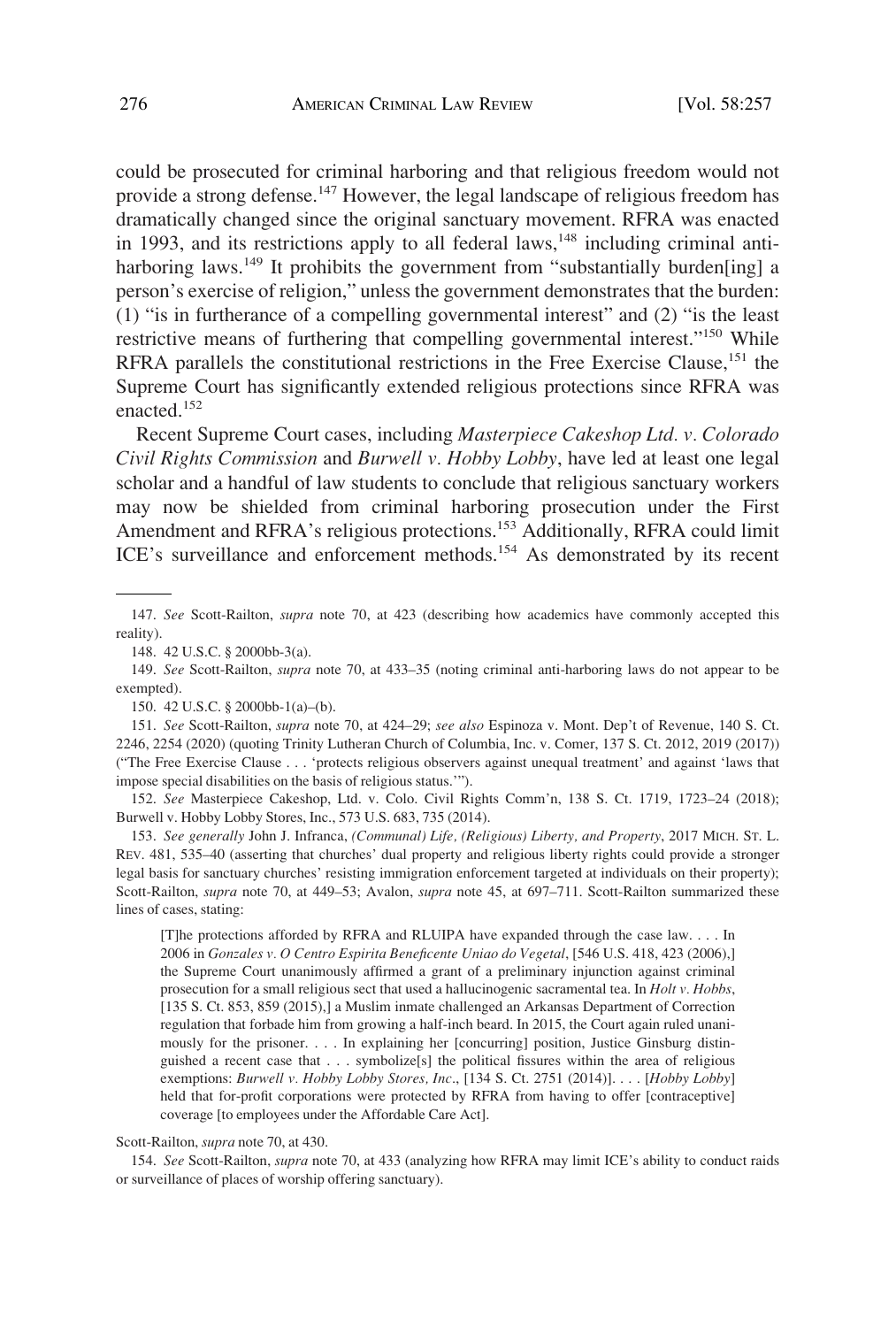could be prosecuted for criminal harboring and that religious freedom would not provide a strong defense.[147] However, the legal landscape of religious freedom has dramatically changed since the original sanctuary movement. RFRA was enacted in 1993, and its restrictions apply to all federal laws,[148] including criminal anti-harboring laws.[149] It prohibits the government from "substantially burden[ing] a person's exercise of religion," unless the government demonstrates that the burden: (1) "is in furtherance of a compelling governmental interest" and (2) "is the least restrictive means of furthering that compelling governmental interest."[150] While RFRA parallels the constitutional restrictions in the Free Exercise Clause,[151] the Supreme Court has significantly extended religious protections since RFRA was enacted.[152]

Recent Supreme Court cases, including *Masterpiece Cakeshop Ltd. v. Colorado Civil Rights Commission* and *Burwell v. Hobby Lobby*, have led at least one legal scholar and a handful of law students to conclude that religious sanctuary workers may now be shielded from criminal harboring prosecution under the First Amendment and RFRA's religious protections.[153] Additionally, RFRA could limit ICE's surveillance and enforcement methods.[154] As demonstrated by its recent

---

147. *See* Scott-Railton, *supra* note 70, at 423 (describing how academics have commonly accepted this reality).

148. 42 U.S.C. § 2000bb-3(a).

149. *See* Scott-Railton, *supra* note 70, at 433–35 (noting criminal anti-harboring laws do not appear to be exempted).

150. 42 U.S.C. § 2000bb-1(a)–(b).

151. *See* Scott-Railton, *supra* note 70, at 424–29; *see also* Espinoza v. Mont. Dep't of Revenue, 140 S. Ct. 2246, 2254 (2020) (quoting Trinity Lutheran Church of Columbia, Inc. v. Comer, 137 S. Ct. 2012, 2019 (2017)) ("The Free Exercise Clause . . . 'protects religious observers against unequal treatment' and against 'laws that impose special disabilities on the basis of religious status.'").

152. *See* Masterpiece Cakeshop, Ltd. v. Colo. Civil Rights Comm'n, 138 S. Ct. 1719, 1723–24 (2018); Burwell v. Hobby Lobby Stores, Inc., 573 U.S. 683, 735 (2014).

153. *See generally* John J. Infranca, *(Communal) Life, (Religious) Liberty, and Property*, 2017 MICH. ST. L. REV. 481, 535–40 (asserting that churches' dual property and religious liberty rights could provide a stronger legal basis for sanctuary churches' resisting immigration enforcement targeted at individuals on their property); Scott-Railton, *supra* note 70, at 449–53; Avalon, *supra* note 45, at 697–711. Scott-Railton summarized these lines of cases, stating:

> [T]he protections afforded by RFRA and RLUIPA have expanded through the case law. . . . In 2006 in *Gonzales v. O Centro Espirita Beneficente Uniao do Vegetal*, [546 U.S. 418, 423 (2006),] the Supreme Court unanimously affirmed a grant of a preliminary injunction against criminal prosecution for a small religious sect that used a hallucinogenic sacramental tea. In *Holt v. Hobbs*, [135 S. Ct. 853, 859 (2015),] a Muslim inmate challenged an Arkansas Department of Correction regulation that forbade him from growing a half-inch beard. In 2015, the Court again ruled unanimously for the prisoner. . . . In explaining her [concurring] position, Justice Ginsburg distinguished a recent case that . . . symbolize[s] the political fissures within the area of religious exemptions: *Burwell v. Hobby Lobby Stores, Inc*., [134 S. Ct. 2751 (2014)]. . . . [*Hobby Lobby*] held that for-profit corporations were protected by RFRA from having to offer [contraceptive] coverage [to employees under the Affordable Care Act].

Scott-Railton, *supra* note 70, at 430.

154. *See* Scott-Railton, *supra* note 70, at 433 (analyzing how RFRA may limit ICE's ability to conduct raids or surveillance of places of worship offering sanctuary).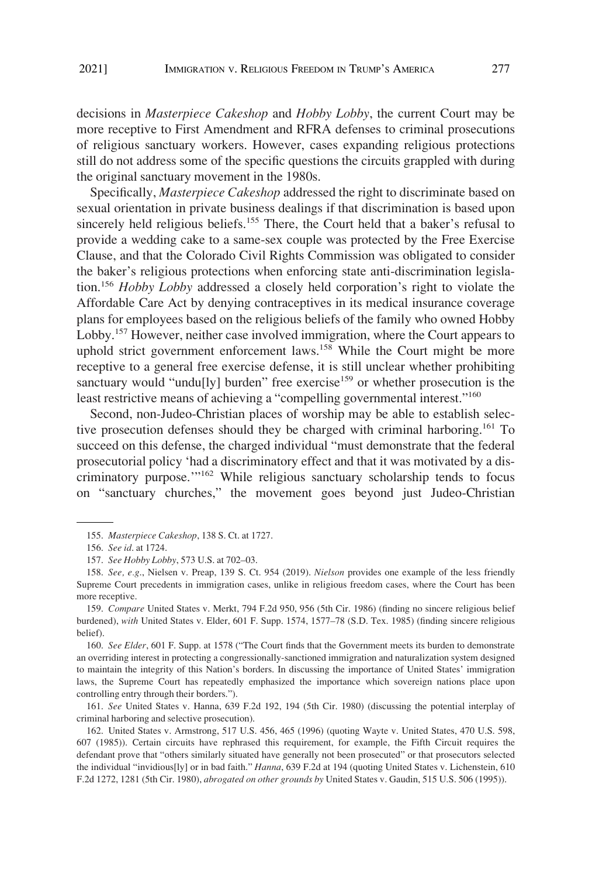decisions in *Masterpiece Cakeshop* and *Hobby Lobby*, the current Court may be more receptive to First Amendment and RFRA defenses to criminal prosecutions of religious sanctuary workers. However, cases expanding religious protections still do not address some of the specific questions the circuits grappled with during the original sanctuary movement in the 1980s.

Specifically, *Masterpiece Cakeshop* addressed the right to discriminate based on sexual orientation in private business dealings if that discrimination is based upon sincerely held religious beliefs.[155] There, the Court held that a baker's refusal to provide a wedding cake to a same-sex couple was protected by the Free Exercise Clause, and that the Colorado Civil Rights Commission was obligated to consider the baker's religious protections when enforcing state anti-discrimination legislation.[156] *Hobby Lobby* addressed a closely held corporation's right to violate the Affordable Care Act by denying contraceptives in its medical insurance coverage plans for employees based on the religious beliefs of the family who owned Hobby Lobby.[157] However, neither case involved immigration, where the Court appears to uphold strict government enforcement laws.[158] While the Court might be more receptive to a general free exercise defense, it is still unclear whether prohibiting sanctuary would "undu[ly] burden" free exercise[159] or whether prosecution is the least restrictive means of achieving a "compelling governmental interest."[160]

Second, non-Judeo-Christian places of worship may be able to establish selective prosecution defenses should they be charged with criminal harboring.[161] To succeed on this defense, the charged individual "must demonstrate that the federal prosecutorial policy 'had a discriminatory effect and that it was motivated by a discriminatory purpose.'"[162] While religious sanctuary scholarship tends to focus on "sanctuary churches," the movement goes beyond just Judeo-Christian

---

155. *Masterpiece Cakeshop*, 138 S. Ct. at 1727.

156. *See id*. at 1724.

157. *See Hobby Lobby*, 573 U.S. at 702–03.

158. *See, e.g*., Nielsen v. Preap, 139 S. Ct. 954 (2019). *Nielson* provides one example of the less friendly Supreme Court precedents in immigration cases, unlike in religious freedom cases, where the Court has been more receptive.

159. *Compare* United States v. Merkt, 794 F.2d 950, 956 (5th Cir. 1986) (finding no sincere religious belief burdened), *with* United States v. Elder, 601 F. Supp. 1574, 1577–78 (S.D. Tex. 1985) (finding sincere religious belief).

160. *See Elder*, 601 F. Supp. at 1578 ("The Court finds that the Government meets its burden to demonstrate an overriding interest in protecting a congressionally-sanctioned immigration and naturalization system designed to maintain the integrity of this Nation's borders. In discussing the importance of United States' immigration laws, the Supreme Court has repeatedly emphasized the importance which sovereign nations place upon controlling entry through their borders.").

161. *See* United States v. Hanna, 639 F.2d 192, 194 (5th Cir. 1980) (discussing the potential interplay of criminal harboring and selective prosecution).

162. United States v. Armstrong, 517 U.S. 456, 465 (1996) (quoting Wayte v. United States, 470 U.S. 598, 607 (1985)). Certain circuits have rephrased this requirement, for example, the Fifth Circuit requires the defendant prove that "others similarly situated have generally not been prosecuted" or that prosecutors selected the individual "invidious[ly] or in bad faith." *Hanna*, 639 F.2d at 194 (quoting United States v. Lichenstein, 610 F.2d 1272, 1281 (5th Cir. 1980), *abrogated on other grounds by* United States v. Gaudin, 515 U.S. 506 (1995)).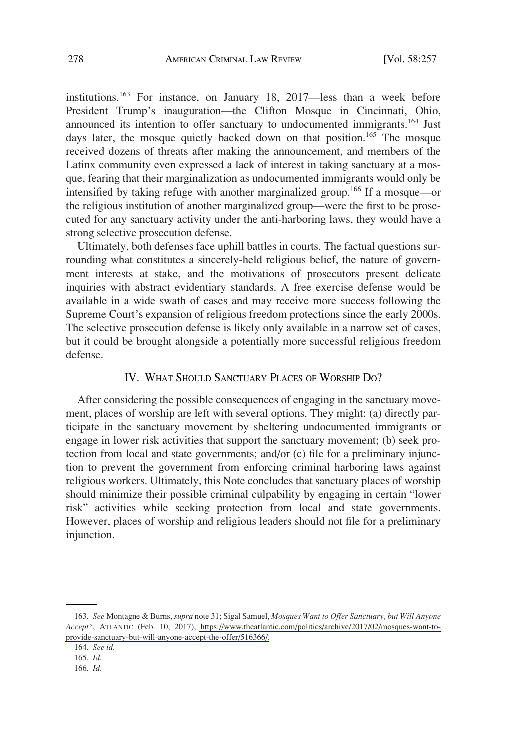institutions.[163] For instance, on January 18, 2017—less than a week before President Trump's inauguration—the Clifton Mosque in Cincinnati, Ohio, announced its intention to offer sanctuary to undocumented immigrants.[164] Just days later, the mosque quietly backed down on that position.[165] The mosque received dozens of threats after making the announcement, and members of the Latinx community even expressed a lack of interest in taking sanctuary at a mosque, fearing that their marginalization as undocumented immigrants would only be intensified by taking refuge with another marginalized group.[166] If a mosque—or the religious institution of another marginalized group—were the first to be prosecuted for any sanctuary activity under the anti-harboring laws, they would have a strong selective prosecution defense.

Ultimately, both defenses face uphill battles in courts. The factual questions surrounding what constitutes a sincerely-held religious belief, the nature of government interests at stake, and the motivations of prosecutors present delicate inquiries with abstract evidentiary standards. A free exercise defense would be available in a wide swath of cases and may receive more success following the Supreme Court's expansion of religious freedom protections since the early 2000s. The selective prosecution defense is likely only available in a narrow set of cases, but it could be brought alongside a potentially more successful religious freedom defense.

## IV. What Should Sanctuary Places of Worship Do?

After considering the possible consequences of engaging in the sanctuary movement, places of worship are left with several options. They might: (a) directly participate in the sanctuary movement by sheltering undocumented immigrants or engage in lower risk activities that support the sanctuary movement; (b) seek protection from local and state governments; and/or (c) file for a preliminary injunction to prevent the government from enforcing criminal harboring laws against religious workers. Ultimately, this Note concludes that sanctuary places of worship should minimize their possible criminal culpability by engaging in certain "lower risk" activities while seeking protection from local and state governments. However, places of worship and religious leaders should not file for a preliminary injunction.

---

163. *See* Montagne & Burns, *supra* note 31; Sigal Samuel, *Mosques Want to Offer Sanctuary, but Will Anyone Accept?*, ATLANTIC (Feb. 10, 2017), https://www.theatlantic.com/politics/archive/2017/02/mosques-want-to-provide-sanctuary-but-will-anyone-accept-the-offer/516366/.

164. *See id.*

165. *Id.*

166. *Id.*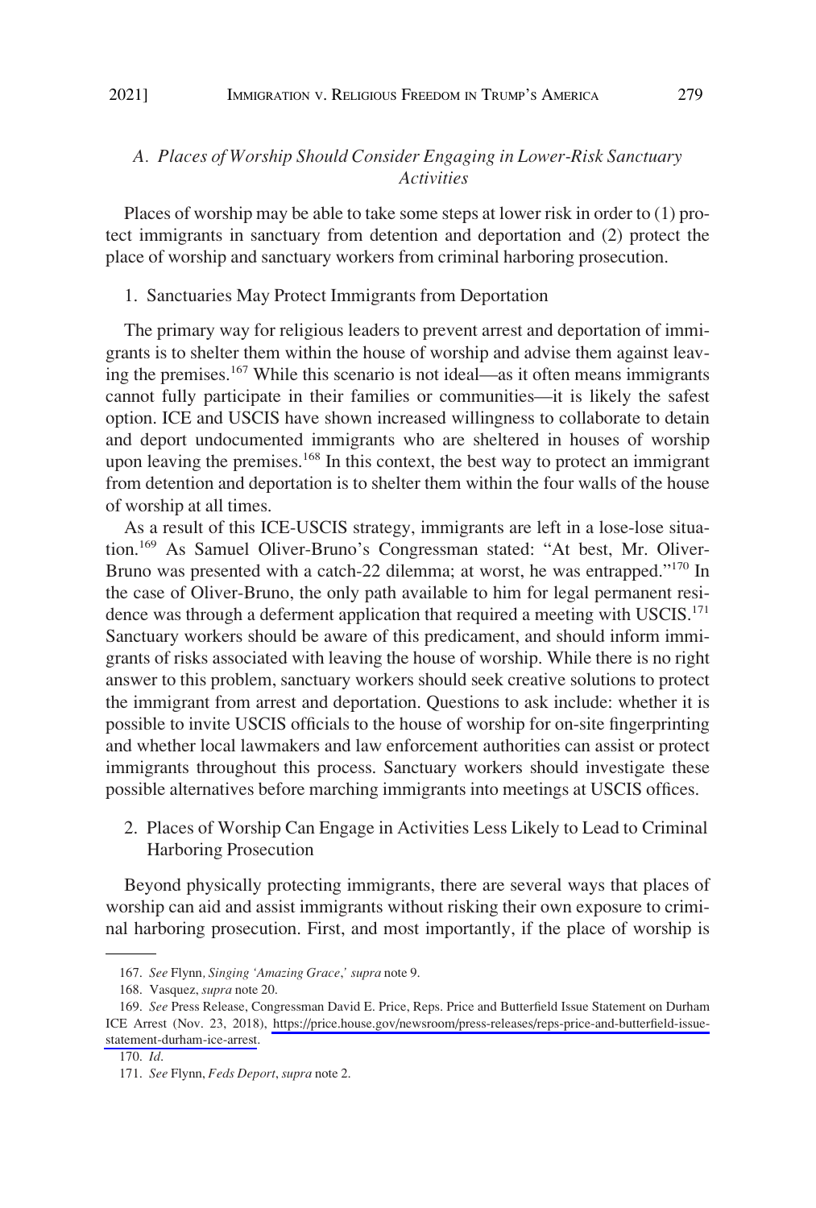### *A. Places of Worship Should Consider Engaging in Lower-Risk Sanctuary Activities*

Places of worship may be able to take some steps at lower risk in order to (1) protect immigrants in sanctuary from detention and deportation and (2) protect the place of worship and sanctuary workers from criminal harboring prosecution.

#### 1. Sanctuaries May Protect Immigrants from Deportation

The primary way for religious leaders to prevent arrest and deportation of immigrants is to shelter them within the house of worship and advise them against leaving the premises.[167] While this scenario is not ideal—as it often means immigrants cannot fully participate in their families or communities—it is likely the safest option. ICE and USCIS have shown increased willingness to collaborate to detain and deport undocumented immigrants who are sheltered in houses of worship upon leaving the premises.[168] In this context, the best way to protect an immigrant from detention and deportation is to shelter them within the four walls of the house of worship at all times.

As a result of this ICE-USCIS strategy, immigrants are left in a lose-lose situation.[169] As Samuel Oliver-Bruno's Congressman stated: "At best, Mr. Oliver-Bruno was presented with a catch-22 dilemma; at worst, he was entrapped."[170] In the case of Oliver-Bruno, the only path available to him for legal permanent residence was through a deferment application that required a meeting with USCIS.[171] Sanctuary workers should be aware of this predicament, and should inform immigrants of risks associated with leaving the house of worship. While there is no right answer to this problem, sanctuary workers should seek creative solutions to protect the immigrant from arrest and deportation. Questions to ask include: whether it is possible to invite USCIS officials to the house of worship for on-site fingerprinting and whether local lawmakers and law enforcement authorities can assist or protect immigrants throughout this process. Sanctuary workers should investigate these possible alternatives before marching immigrants into meetings at USCIS offices.

#### 2. Places of Worship Can Engage in Activities Less Likely to Lead to Criminal Harboring Prosecution

Beyond physically protecting immigrants, there are several ways that places of worship can aid and assist immigrants without risking their own exposure to criminal harboring prosecution. First, and most importantly, if the place of worship is

---

167. *See* Flynn, *Singing 'Amazing Grace,' supra* note 9.

168. Vasquez, *supra* note 20.

169. *See* Press Release, Congressman David E. Price, Reps. Price and Butterfield Issue Statement on Durham ICE Arrest (Nov. 23, 2018), https://price.house.gov/newsroom/press-releases/reps-price-and-butterfield-issue-statement-durham-ice-arrest.

170. *Id.*

171. *See* Flynn, *Feds Deport*, *supra* note 2.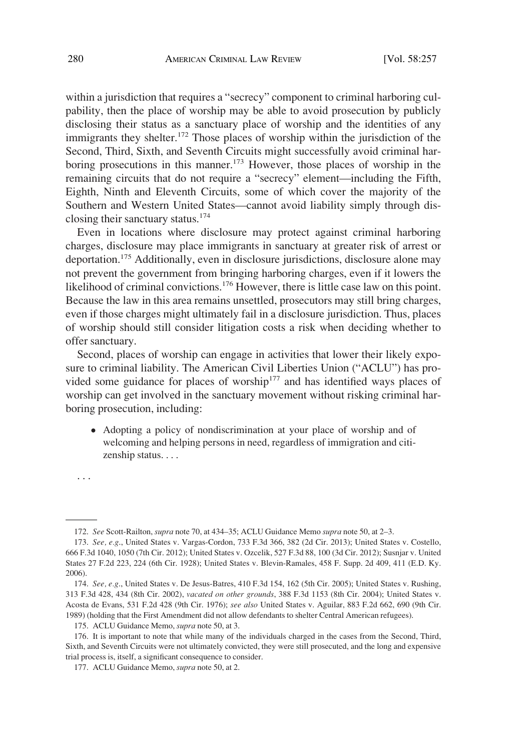within a jurisdiction that requires a "secrecy" component to criminal harboring culpability, then the place of worship may be able to avoid prosecution by publicly disclosing their status as a sanctuary place of worship and the identities of any immigrants they shelter.[172] Those places of worship within the jurisdiction of the Second, Third, Sixth, and Seventh Circuits might successfully avoid criminal harboring prosecutions in this manner.[173] However, those places of worship in the remaining circuits that do not require a "secrecy" element—including the Fifth, Eighth, Ninth and Eleventh Circuits, some of which cover the majority of the Southern and Western United States—cannot avoid liability simply through disclosing their sanctuary status.[174]

Even in locations where disclosure may protect against criminal harboring charges, disclosure may place immigrants in sanctuary at greater risk of arrest or deportation.[175] Additionally, even in disclosure jurisdictions, disclosure alone may not prevent the government from bringing harboring charges, even if it lowers the likelihood of criminal convictions.[176] However, there is little case law on this point. Because the law in this area remains unsettled, prosecutors may still bring charges, even if those charges might ultimately fail in a disclosure jurisdiction. Thus, places of worship should still consider litigation costs a risk when deciding whether to offer sanctuary.

Second, places of worship can engage in activities that lower their likely exposure to criminal liability. The American Civil Liberties Union ("ACLU") has provided some guidance for places of worship[177] and has identified ways places of worship can get involved in the sanctuary movement without risking criminal harboring prosecution, including:

- Adopting a policy of nondiscrimination at your place of worship and of welcoming and helping persons in need, regardless of immigration and citizenship status. . . .

. . .

172. *See* Scott-Railton, *supra* note 70, at 434–35; ACLU Guidance Memo *supra* note 50, at 2–3.

173. *See, e.g.*, United States v. Vargas-Cordon, 733 F.3d 366, 382 (2d Cir. 2013); United States v. Costello, 666 F.3d 1040, 1050 (7th Cir. 2012); United States v. Ozcelik, 527 F.3d 88, 100 (3d Cir. 2012); Susnjar v. United States 27 F.2d 223, 224 (6th Cir. 1928); United States v. Blevin-Ramales, 458 F. Supp. 2d 409, 411 (E.D. Ky. 2006).

174. *See, e.g.*, United States v. De Jesus-Batres, 410 F.3d 154, 162 (5th Cir. 2005); United States v. Rushing, 313 F.3d 428, 434 (8th Cir. 2002), *vacated on other grounds*, 388 F.3d 1153 (8th Cir. 2004); United States v. Acosta de Evans, 531 F.2d 428 (9th Cir. 1976); *see also* United States v. Aguilar, 883 F.2d 662, 690 (9th Cir. 1989) (holding that the First Amendment did not allow defendants to shelter Central American refugees).

175. ACLU Guidance Memo, *supra* note 50, at 3.

176. It is important to note that while many of the individuals charged in the cases from the Second, Third, Sixth, and Seventh Circuits were not ultimately convicted, they were still prosecuted, and the long and expensive trial process is, itself, a significant consequence to consider.

177. ACLU Guidance Memo, *supra* note 50, at 2.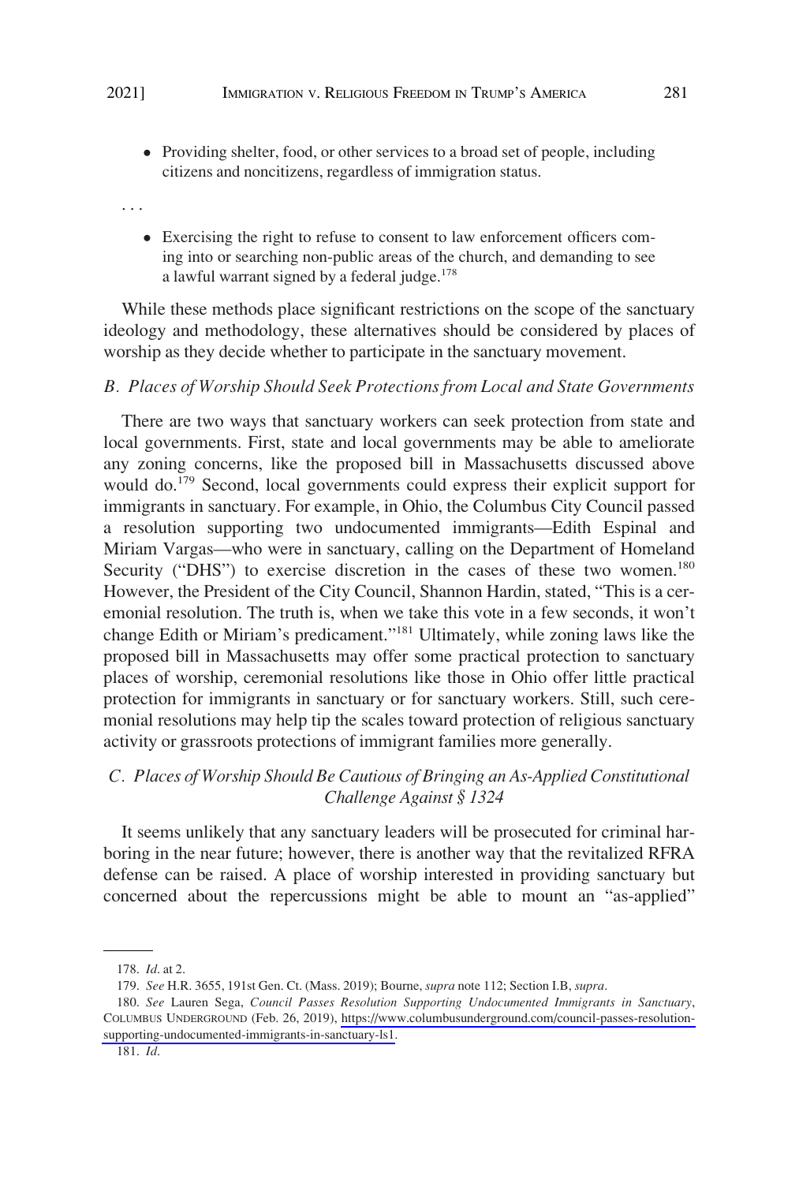- Providing shelter, food, or other services to a broad set of people, including citizens and noncitizens, regardless of immigration status.

. . .

- Exercising the right to refuse to consent to law enforcement officers coming into or searching non-public areas of the church, and demanding to see a lawful warrant signed by a federal judge.[178]

While these methods place significant restrictions on the scope of the sanctuary ideology and methodology, these alternatives should be considered by places of worship as they decide whether to participate in the sanctuary movement.

### *B. Places of Worship Should Seek Protections from Local and State Governments*

There are two ways that sanctuary workers can seek protection from state and local governments. First, state and local governments may be able to ameliorate any zoning concerns, like the proposed bill in Massachusetts discussed above would do.[179] Second, local governments could express their explicit support for immigrants in sanctuary. For example, in Ohio, the Columbus City Council passed a resolution supporting two undocumented immigrants—Edith Espinal and Miriam Vargas—who were in sanctuary, calling on the Department of Homeland Security ("DHS") to exercise discretion in the cases of these two women.[180] However, the President of the City Council, Shannon Hardin, stated, "This is a ceremonial resolution. The truth is, when we take this vote in a few seconds, it won't change Edith or Miriam's predicament."[181] Ultimately, while zoning laws like the proposed bill in Massachusetts may offer some practical protection to sanctuary places of worship, ceremonial resolutions like those in Ohio offer little practical protection for immigrants in sanctuary or for sanctuary workers. Still, such ceremonial resolutions may help tip the scales toward protection of religious sanctuary activity or grassroots protections of immigrant families more generally.

### *C. Places of Worship Should Be Cautious of Bringing an As-Applied Constitutional Challenge Against § 1324*

It seems unlikely that any sanctuary leaders will be prosecuted for criminal harboring in the near future; however, there is another way that the revitalized RFRA defense can be raised. A place of worship interested in providing sanctuary but concerned about the repercussions might be able to mount an "as-applied"

---

178. *Id.* at 2.

179. *See* H.R. 3655, 191st Gen. Ct. (Mass. 2019); Bourne, *supra* note 112; Section I.B, *supra*.

180. *See* Lauren Sega, *Council Passes Resolution Supporting Undocumented Immigrants in Sanctuary*, COLUMBUS UNDERGROUND (Feb. 26, 2019), https://www.columbusunderground.com/council-passes-resolution-supporting-undocumented-immigrants-in-sanctuary-ls1.

181. *Id.*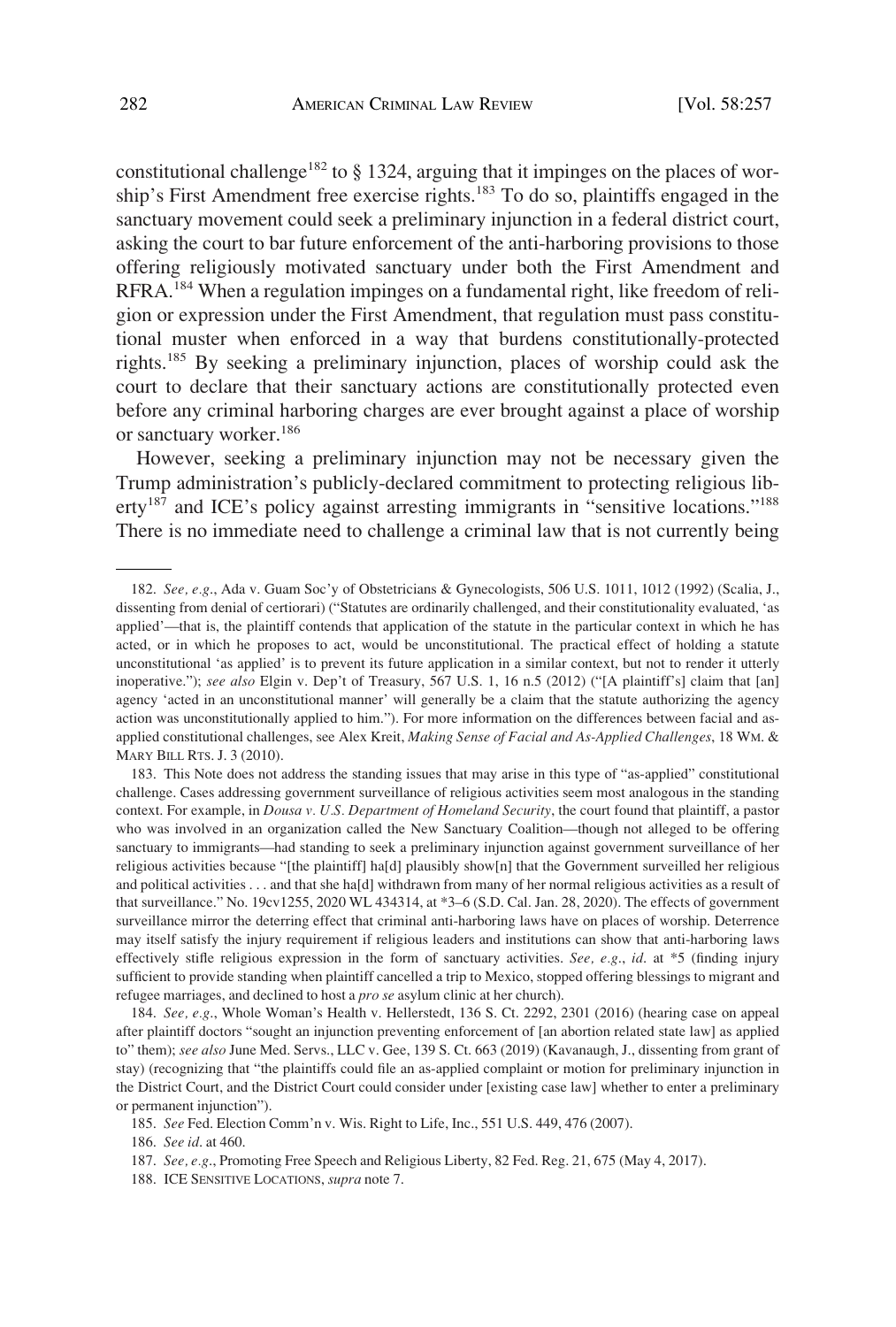constitutional challenge[182] to § 1324, arguing that it impinges on the places of worship's First Amendment free exercise rights.[183] To do so, plaintiffs engaged in the sanctuary movement could seek a preliminary injunction in a federal district court, asking the court to bar future enforcement of the anti-harboring provisions to those offering religiously motivated sanctuary under both the First Amendment and RFRA.[184] When a regulation impinges on a fundamental right, like freedom of religion or expression under the First Amendment, that regulation must pass constitutional muster when enforced in a way that burdens constitutionally-protected rights.[185] By seeking a preliminary injunction, places of worship could ask the court to declare that their sanctuary actions are constitutionally protected even before any criminal harboring charges are ever brought against a place of worship or sanctuary worker.[186]

However, seeking a preliminary injunction may not be necessary given the Trump administration's publicly-declared commitment to protecting religious liberty[187] and ICE's policy against arresting immigrants in "sensitive locations."[188] There is no immediate need to challenge a criminal law that is not currently being

---

182. *See, e.g.*, Ada v. Guam Soc'y of Obstetricians & Gynecologists, 506 U.S. 1011, 1012 (1992) (Scalia, J., dissenting from denial of certiorari) ("Statutes are ordinarily challenged, and their constitutionality evaluated, 'as applied'—that is, the plaintiff contends that application of the statute in the particular context in which he has acted, or in which he proposes to act, would be unconstitutional. The practical effect of holding a statute unconstitutional 'as applied' is to prevent its future application in a similar context, but not to render it utterly inoperative."); *see also* Elgin v. Dep't of Treasury, 567 U.S. 1, 16 n.5 (2012) ("[A plaintiff's] claim that [an] agency 'acted in an unconstitutional manner' will generally be a claim that the statute authorizing the agency action was unconstitutionally applied to him."). For more information on the differences between facial and as-applied constitutional challenges, see Alex Kreit, *Making Sense of Facial and As-Applied Challenges*, 18 WM. & MARY BILL RTS. J. 3 (2010).

183. This Note does not address the standing issues that may arise in this type of "as-applied" constitutional challenge. Cases addressing government surveillance of religious activities seem most analogous in the standing context. For example, in *Dousa v. U.S. Department of Homeland Security*, the court found that plaintiff, a pastor who was involved in an organization called the New Sanctuary Coalition—though not alleged to be offering sanctuary to immigrants—had standing to seek a preliminary injunction against government surveillance of her religious activities because "[the plaintiff] ha[d] plausibly show[n] that the Government surveilled her religious and political activities . . . and that she ha[d] withdrawn from many of her normal religious activities as a result of that surveillance." No. 19cv1255, 2020 WL 434314, at *3–6 (S.D. Cal. Jan. 28, 2020). The effects of government surveillance mirror the deterring effect that criminal anti-harboring laws have on places of worship. Deterrence may itself satisfy the injury requirement if religious leaders and institutions can show that anti-harboring laws effectively stifle religious expression in the form of sanctuary activities. *See, e.g.*, *id.* at *5 (finding injury sufficient to provide standing when plaintiff cancelled a trip to Mexico, stopped offering blessings to migrant and refugee marriages, and declined to host a *pro se* asylum clinic at her church).

184. *See, e.g.*, Whole Woman's Health v. Hellerstedt, 136 S. Ct. 2292, 2301 (2016) (hearing case on appeal after plaintiff doctors "sought an injunction preventing enforcement of [an abortion related state law] as applied to" them); *see also* June Med. Servs., LLC v. Gee, 139 S. Ct. 663 (2019) (Kavanaugh, J., dissenting from grant of stay) (recognizing that "the plaintiffs could file an as-applied complaint or motion for preliminary injunction in the District Court, and the District Court could consider under [existing case law] whether to enter a preliminary or permanent injunction").

185. *See* Fed. Election Comm'n v. Wis. Right to Life, Inc., 551 U.S. 449, 476 (2007).

186. *See id.* at 460.

187. *See, e.g.*, Promoting Free Speech and Religious Liberty, 82 Fed. Reg. 21, 675 (May 4, 2017).

188. ICE SENSITIVE LOCATIONS, *supra* note 7.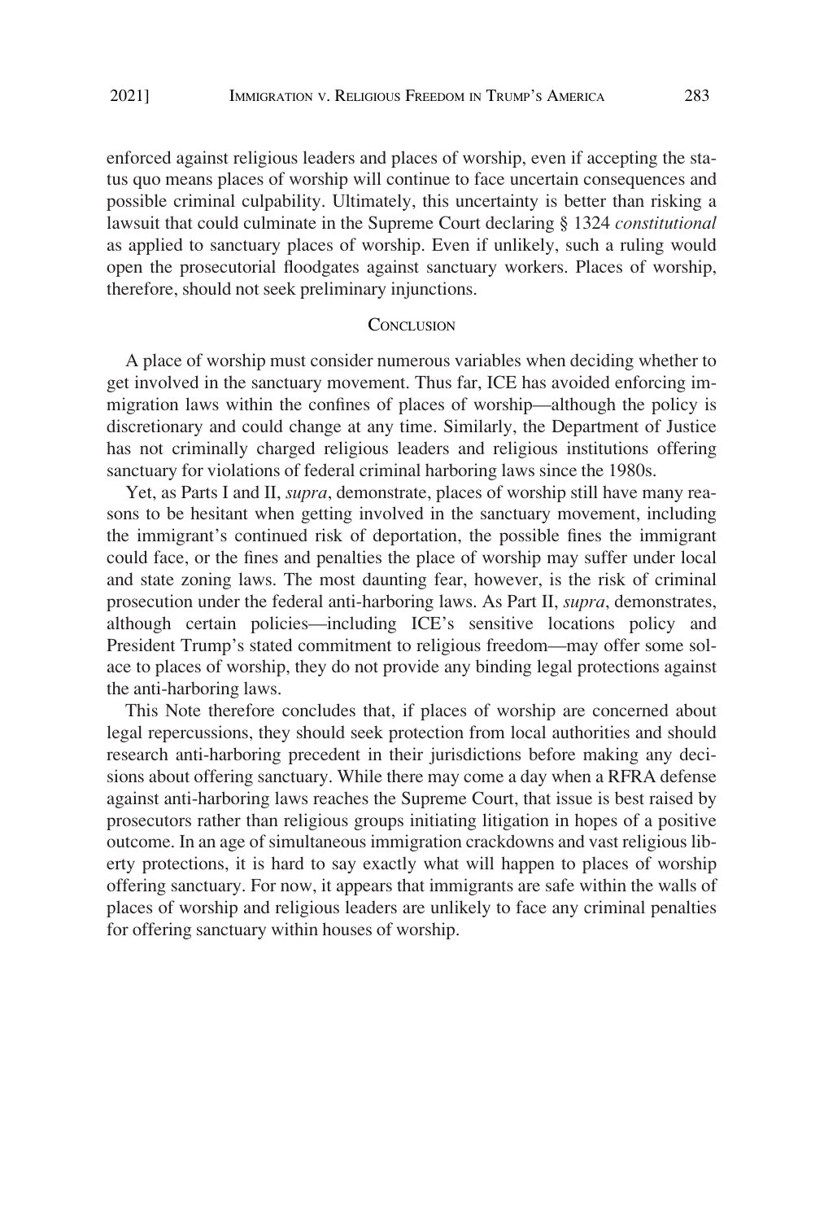enforced against religious leaders and places of worship, even if accepting the status quo means places of worship will continue to face uncertain consequences and possible criminal culpability. Ultimately, this uncertainty is better than risking a lawsuit that could culminate in the Supreme Court declaring § 1324 *constitutional* as applied to sanctuary places of worship. Even if unlikely, such a ruling would open the prosecutorial floodgates against sanctuary workers. Places of worship, therefore, should not seek preliminary injunctions.

## Conclusion

A place of worship must consider numerous variables when deciding whether to get involved in the sanctuary movement. Thus far, ICE has avoided enforcing immigration laws within the confines of places of worship—although the policy is discretionary and could change at any time. Similarly, the Department of Justice has not criminally charged religious leaders and religious institutions offering sanctuary for violations of federal criminal harboring laws since the 1980s.

Yet, as Parts I and II, *supra*, demonstrate, places of worship still have many reasons to be hesitant when getting involved in the sanctuary movement, including the immigrant's continued risk of deportation, the possible fines the immigrant could face, or the fines and penalties the place of worship may suffer under local and state zoning laws. The most daunting fear, however, is the risk of criminal prosecution under the federal anti-harboring laws. As Part II, *supra*, demonstrates, although certain policies—including ICE's sensitive locations policy and President Trump's stated commitment to religious freedom—may offer some solace to places of worship, they do not provide any binding legal protections against the anti-harboring laws.

This Note therefore concludes that, if places of worship are concerned about legal repercussions, they should seek protection from local authorities and should research anti-harboring precedent in their jurisdictions before making any decisions about offering sanctuary. While there may come a day when a RFRA defense against anti-harboring laws reaches the Supreme Court, that issue is best raised by prosecutors rather than religious groups initiating litigation in hopes of a positive outcome. In an age of simultaneous immigration crackdowns and vast religious liberty protections, it is hard to say exactly what will happen to places of worship offering sanctuary. For now, it appears that immigrants are safe within the walls of places of worship and religious leaders are unlikely to face any criminal penalties for offering sanctuary within houses of worship.